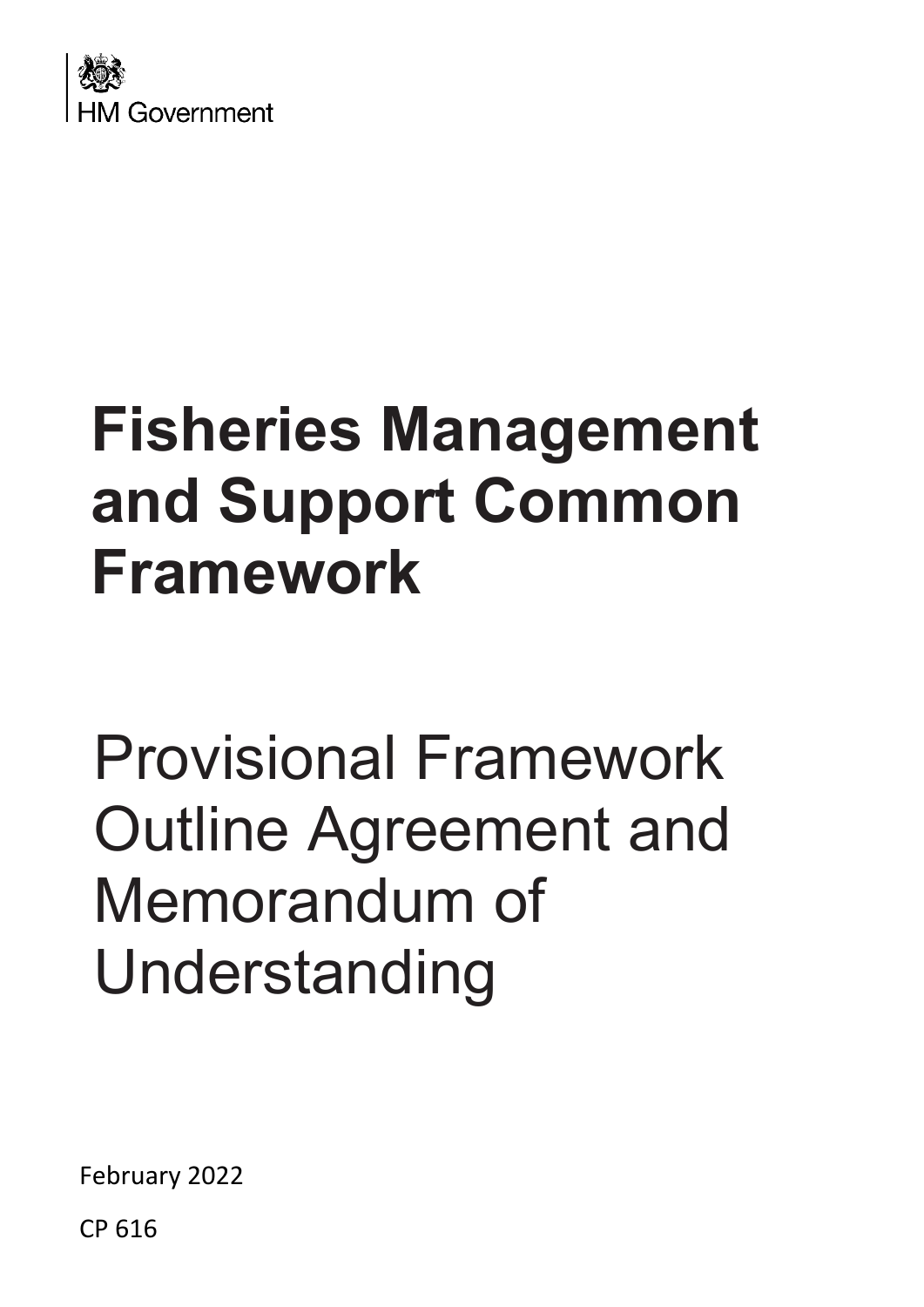HM Government

# Fisheries Management and Support Common Framework

## Provisional Framework Outline Agreement and Memorandum of Understanding

February 2022

CP 616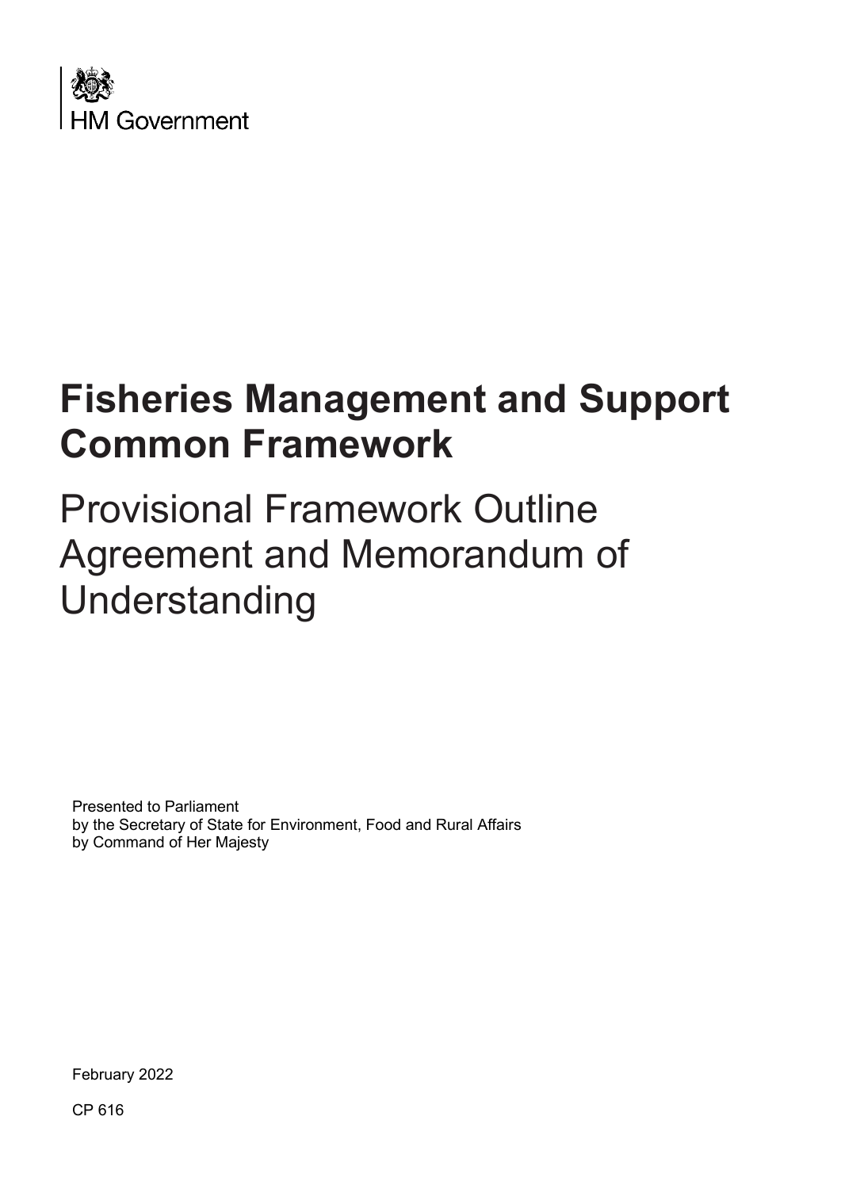HM Government

# Fisheries Management and Support Common Framework

## Provisional Framework Outline Agreement and Memorandum of Understanding

Presented to Parliament
by the Secretary of State for Environment, Food and Rural Affairs
by Command of Her Majesty

February 2022

CP 616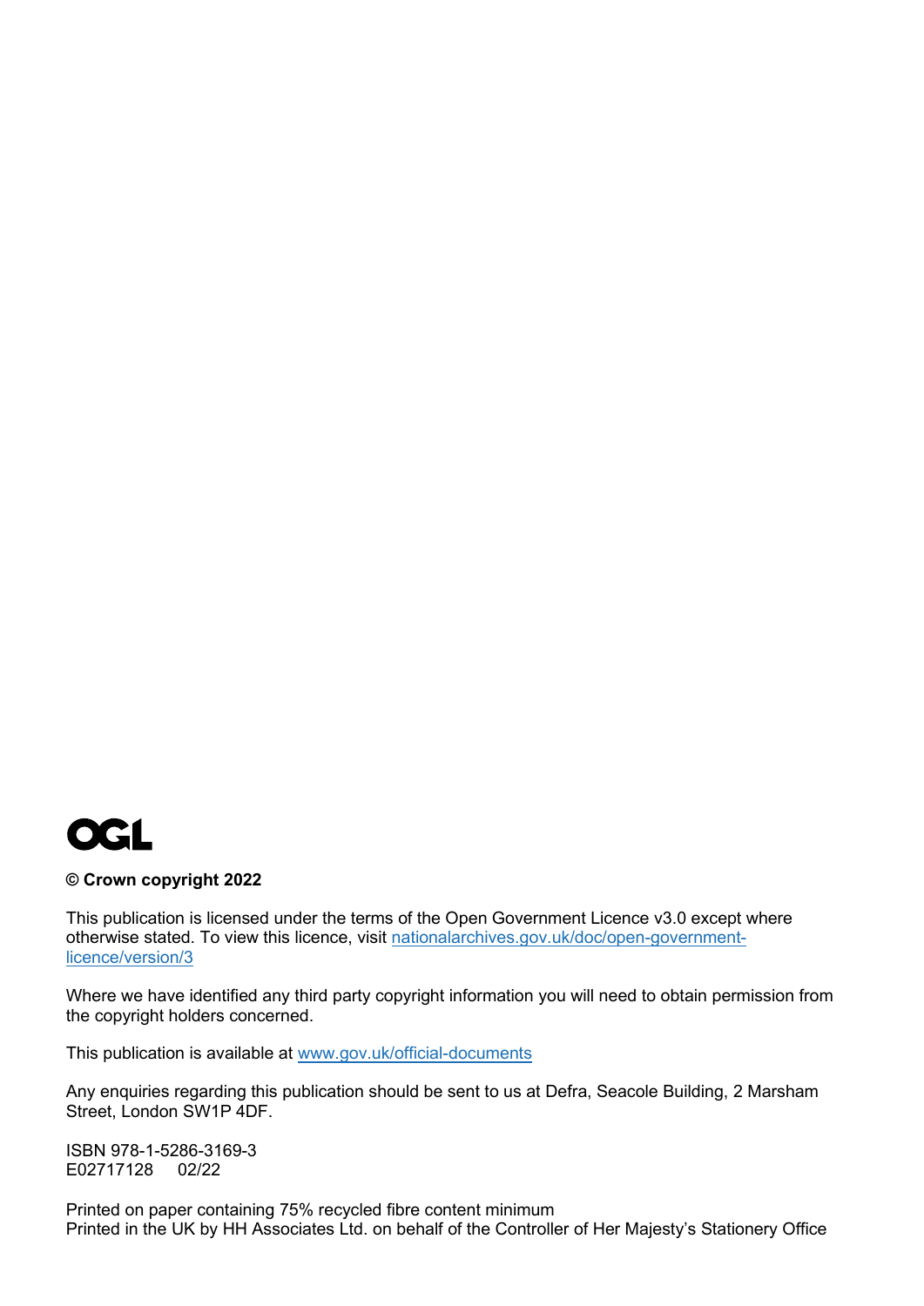OGL

**© Crown copyright 2022**

This publication is licensed under the terms of the Open Government Licence v3.0 except where otherwise stated. To view this licence, visit [nationalarchives.gov.uk/doc/open-government-licence/version/3](nationalarchives.gov.uk/doc/open-government-licence/version/3)

Where we have identified any third party copyright information you will need to obtain permission from the copyright holders concerned.

This publication is available at [www.gov.uk/official-documents](www.gov.uk/official-documents)

Any enquiries regarding this publication should be sent to us at Defra, Seacole Building, 2 Marsham Street, London SW1P 4DF.

ISBN 978-1-5286-3169-3
E02717128 02/22

Printed on paper containing 75% recycled fibre content minimum
Printed in the UK by HH Associates Ltd. on behalf of the Controller of Her Majesty's Stationery Office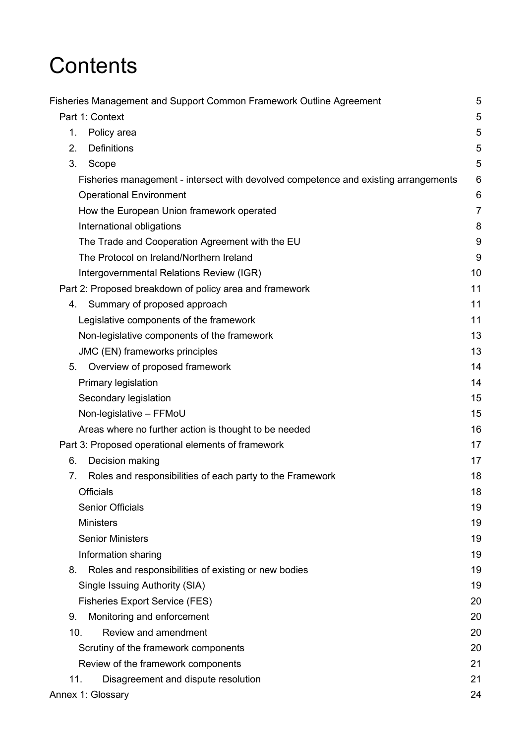# Contents

- Fisheries Management and Support Common Framework Outline Agreement 5
  - Part 1: Context 5
    - 1. Policy area 5
    - 2. Definitions 5
    - 3. Scope 5
      - Fisheries management - intersect with devolved competence and existing arrangements 6
      - Operational Environment 6
      - How the European Union framework operated 7
      - International obligations 8
      - The Trade and Cooperation Agreement with the EU 9
      - The Protocol on Ireland/Northern Ireland 9
      - Intergovernmental Relations Review (IGR) 10
  - Part 2: Proposed breakdown of policy area and framework 11
    - 4. Summary of proposed approach 11
      - Legislative components of the framework 11
      - Non-legislative components of the framework 13
      - JMC (EN) frameworks principles 13
    - 5. Overview of proposed framework 14
      - Primary legislation 14
      - Secondary legislation 15
      - Non-legislative – FFMoU 15
      - Areas where no further action is thought to be needed 16
  - Part 3: Proposed operational elements of framework 17
    - 6. Decision making 17
    - 7. Roles and responsibilities of each party to the Framework 18
      - Officials 18
      - Senior Officials 19
      - Ministers 19
      - Senior Ministers 19
      - Information sharing 19
    - 8. Roles and responsibilities of existing or new bodies 19
      - Single Issuing Authority (SIA) 19
      - Fisheries Export Service (FES) 20
    - 9. Monitoring and enforcement 20
    - 10. Review and amendment 20
      - Scrutiny of the framework components 20
      - Review of the framework components 21
    - 11. Disagreement and dispute resolution 21
- Annex 1: Glossary 24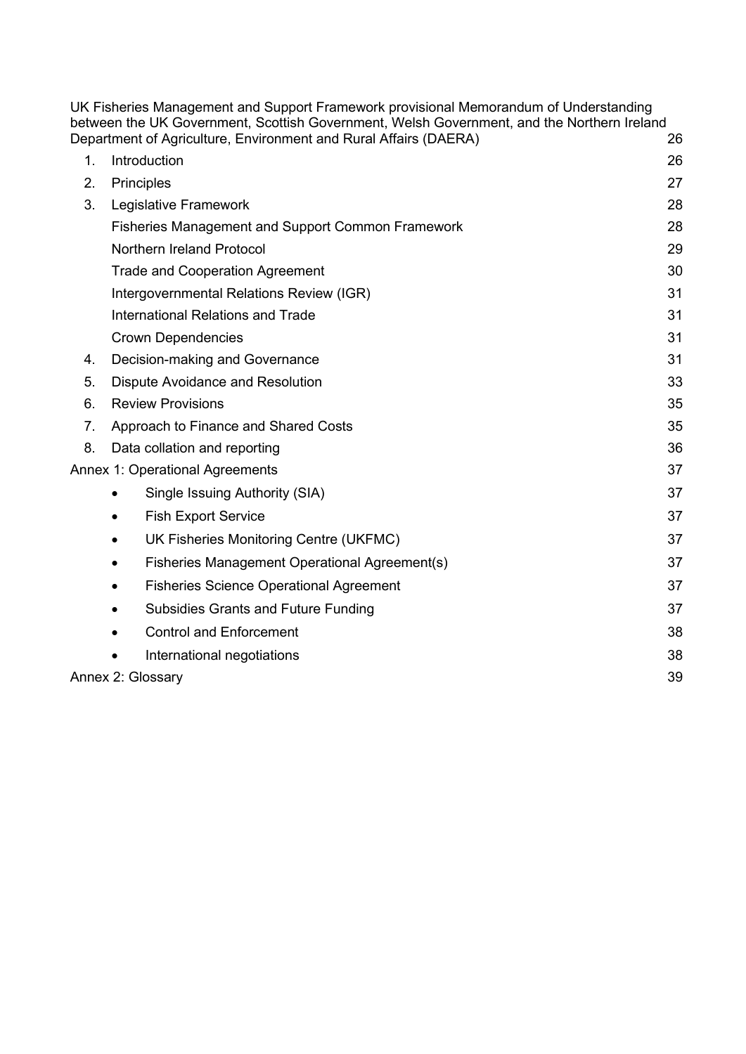UK Fisheries Management and Support Framework provisional Memorandum of Understanding between the UK Government, Scottish Government, Welsh Government, and the Northern Ireland Department of Agriculture, Environment and Rural Affairs (DAERA) 26

1. Introduction 26
2. Principles 27
3. Legislative Framework 28
   - Fisheries Management and Support Common Framework 28
   - Northern Ireland Protocol 29
   - Trade and Cooperation Agreement 30
   - Intergovernmental Relations Review (IGR) 31
   - International Relations and Trade 31
   - Crown Dependencies 31
4. Decision-making and Governance 31
5. Dispute Avoidance and Resolution 33
6. Review Provisions 35
7. Approach to Finance and Shared Costs 35
8. Data collation and reporting 36

Annex 1: Operational Agreements 37

- Single Issuing Authority (SIA) 37
- Fish Export Service 37
- UK Fisheries Monitoring Centre (UKFMC) 37
- Fisheries Management Operational Agreement(s) 37
- Fisheries Science Operational Agreement 37
- Subsidies Grants and Future Funding 37
- Control and Enforcement 38
- International negotiations 38

Annex 2: Glossary 39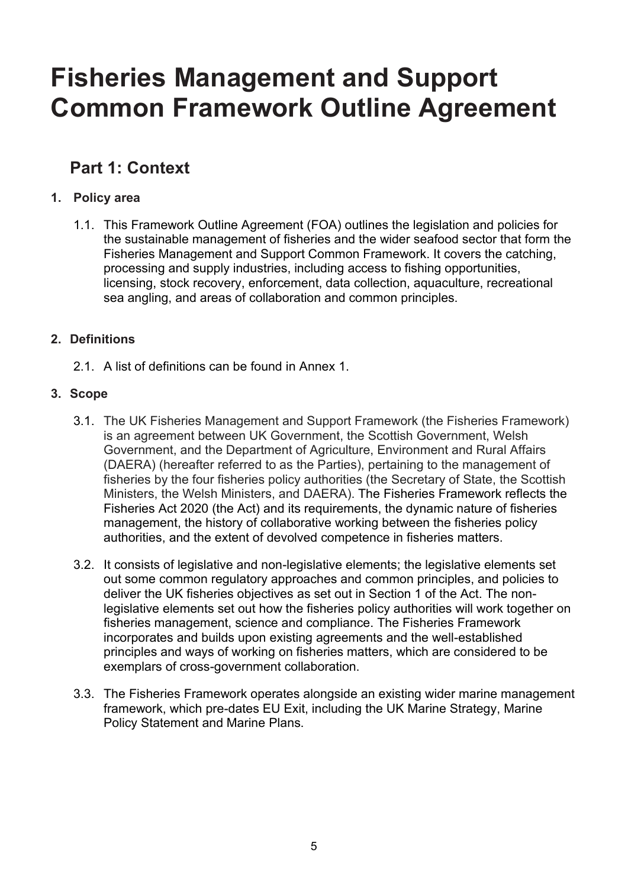# Fisheries Management and Support Common Framework Outline Agreement

## Part 1: Context

### 1. Policy area

1.1. This Framework Outline Agreement (FOA) outlines the legislation and policies for the sustainable management of fisheries and the wider seafood sector that form the Fisheries Management and Support Common Framework. It covers the catching, processing and supply industries, including access to fishing opportunities, licensing, stock recovery, enforcement, data collection, aquaculture, recreational sea angling, and areas of collaboration and common principles.

### 2. Definitions

2.1. A list of definitions can be found in Annex 1.

### 3. Scope

3.1. The UK Fisheries Management and Support Framework (the Fisheries Framework) is an agreement between UK Government, the Scottish Government, Welsh Government, and the Department of Agriculture, Environment and Rural Affairs (DAERA) (hereafter referred to as the Parties), pertaining to the management of fisheries by the four fisheries policy authorities (the Secretary of State, the Scottish Ministers, the Welsh Ministers, and DAERA). The Fisheries Framework reflects the Fisheries Act 2020 (the Act) and its requirements, the dynamic nature of fisheries management, the history of collaborative working between the fisheries policy authorities, and the extent of devolved competence in fisheries matters.

3.2. It consists of legislative and non-legislative elements; the legislative elements set out some common regulatory approaches and common principles, and policies to deliver the UK fisheries objectives as set out in Section 1 of the Act. The non-legislative elements set out how the fisheries policy authorities will work together on fisheries management, science and compliance. The Fisheries Framework incorporates and builds upon existing agreements and the well-established principles and ways of working on fisheries matters, which are considered to be exemplars of cross-government collaboration.

3.3. The Fisheries Framework operates alongside an existing wider marine management framework, which pre-dates EU Exit, including the UK Marine Strategy, Marine Policy Statement and Marine Plans.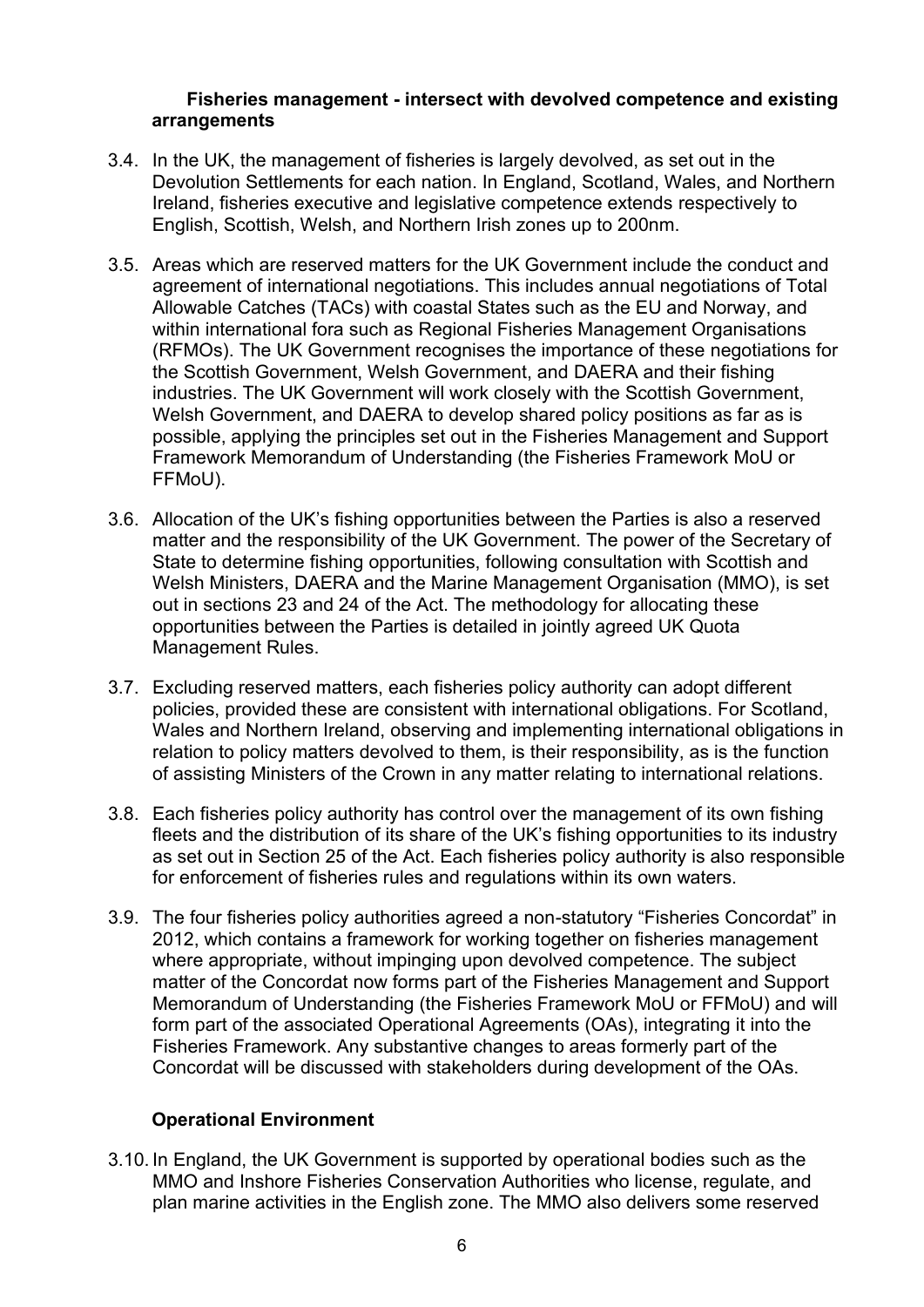### Fisheries management - intersect with devolved competence and existing arrangements

3.4. In the UK, the management of fisheries is largely devolved, as set out in the Devolution Settlements for each nation. In England, Scotland, Wales, and Northern Ireland, fisheries executive and legislative competence extends respectively to English, Scottish, Welsh, and Northern Irish zones up to 200nm.

3.5. Areas which are reserved matters for the UK Government include the conduct and agreement of international negotiations. This includes annual negotiations of Total Allowable Catches (TACs) with coastal States such as the EU and Norway, and within international fora such as Regional Fisheries Management Organisations (RFMOs). The UK Government recognises the importance of these negotiations for the Scottish Government, Welsh Government, and DAERA and their fishing industries. The UK Government will work closely with the Scottish Government, Welsh Government, and DAERA to develop shared policy positions as far as is possible, applying the principles set out in the Fisheries Management and Support Framework Memorandum of Understanding (the Fisheries Framework MoU or FFMoU).

3.6. Allocation of the UK's fishing opportunities between the Parties is also a reserved matter and the responsibility of the UK Government. The power of the Secretary of State to determine fishing opportunities, following consultation with Scottish and Welsh Ministers, DAERA and the Marine Management Organisation (MMO), is set out in sections 23 and 24 of the Act. The methodology for allocating these opportunities between the Parties is detailed in jointly agreed UK Quota Management Rules.

3.7. Excluding reserved matters, each fisheries policy authority can adopt different policies, provided these are consistent with international obligations. For Scotland, Wales and Northern Ireland, observing and implementing international obligations in relation to policy matters devolved to them, is their responsibility, as is the function of assisting Ministers of the Crown in any matter relating to international relations.

3.8. Each fisheries policy authority has control over the management of its own fishing fleets and the distribution of its share of the UK's fishing opportunities to its industry as set out in Section 25 of the Act. Each fisheries policy authority is also responsible for enforcement of fisheries rules and regulations within its own waters.

3.9. The four fisheries policy authorities agreed a non-statutory "Fisheries Concordat" in 2012, which contains a framework for working together on fisheries management where appropriate, without impinging upon devolved competence. The subject matter of the Concordat now forms part of the Fisheries Management and Support Memorandum of Understanding (the Fisheries Framework MoU or FFMoU) and will form part of the associated Operational Agreements (OAs), integrating it into the Fisheries Framework. Any substantive changes to areas formerly part of the Concordat will be discussed with stakeholders during development of the OAs.

### Operational Environment

3.10. In England, the UK Government is supported by operational bodies such as the MMO and Inshore Fisheries Conservation Authorities who license, regulate, and plan marine activities in the English zone. The MMO also delivers some reserved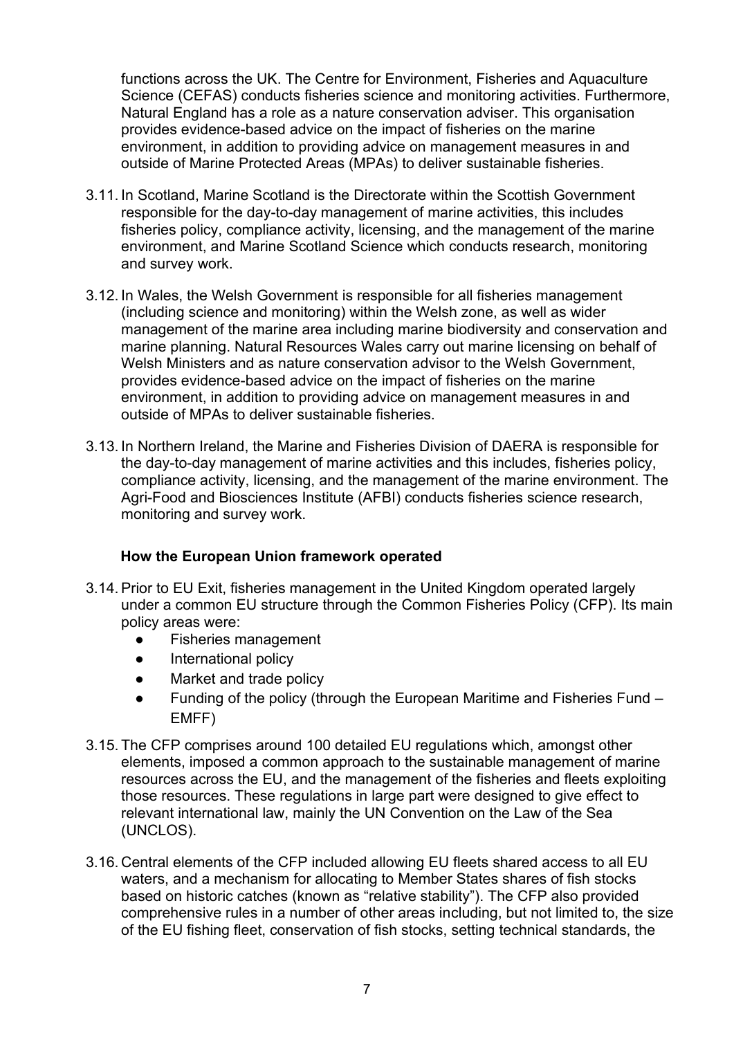functions across the UK. The Centre for Environment, Fisheries and Aquaculture Science (CEFAS) conducts fisheries science and monitoring activities. Furthermore, Natural England has a role as a nature conservation adviser. This organisation provides evidence-based advice on the impact of fisheries on the marine environment, in addition to providing advice on management measures in and outside of Marine Protected Areas (MPAs) to deliver sustainable fisheries.

3.11. In Scotland, Marine Scotland is the Directorate within the Scottish Government responsible for the day-to-day management of marine activities, this includes fisheries policy, compliance activity, licensing, and the management of the marine environment, and Marine Scotland Science which conducts research, monitoring and survey work.

3.12. In Wales, the Welsh Government is responsible for all fisheries management (including science and monitoring) within the Welsh zone, as well as wider management of the marine area including marine biodiversity and conservation and marine planning. Natural Resources Wales carry out marine licensing on behalf of Welsh Ministers and as nature conservation advisor to the Welsh Government, provides evidence-based advice on the impact of fisheries on the marine environment, in addition to providing advice on management measures in and outside of MPAs to deliver sustainable fisheries.

3.13. In Northern Ireland, the Marine and Fisheries Division of DAERA is responsible for the day-to-day management of marine activities and this includes, fisheries policy, compliance activity, licensing, and the management of the marine environment. The Agri-Food and Biosciences Institute (AFBI) conducts fisheries science research, monitoring and survey work.

### How the European Union framework operated

3.14. Prior to EU Exit, fisheries management in the United Kingdom operated largely under a common EU structure through the Common Fisheries Policy (CFP). Its main policy areas were:

- Fisheries management
- International policy
- Market and trade policy
- Funding of the policy (through the European Maritime and Fisheries Fund – EMFF)

3.15. The CFP comprises around 100 detailed EU regulations which, amongst other elements, imposed a common approach to the sustainable management of marine resources across the EU, and the management of the fisheries and fleets exploiting those resources. These regulations in large part were designed to give effect to relevant international law, mainly the UN Convention on the Law of the Sea (UNCLOS).

3.16. Central elements of the CFP included allowing EU fleets shared access to all EU waters, and a mechanism for allocating to Member States shares of fish stocks based on historic catches (known as "relative stability"). The CFP also provided comprehensive rules in a number of other areas including, but not limited to, the size of the EU fishing fleet, conservation of fish stocks, setting technical standards, the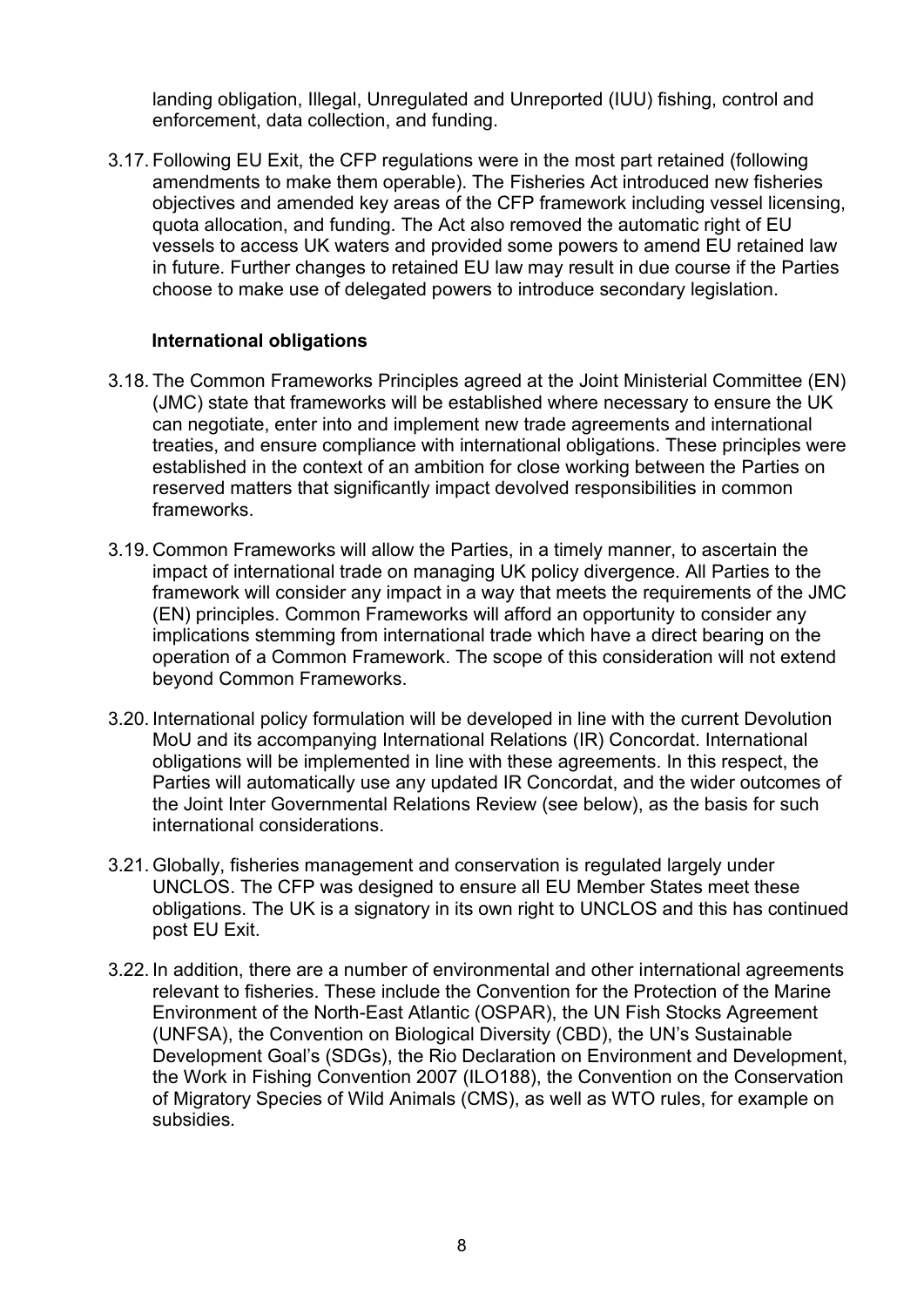landing obligation, Illegal, Unregulated and Unreported (IUU) fishing, control and enforcement, data collection, and funding.

3.17. Following EU Exit, the CFP regulations were in the most part retained (following amendments to make them operable). The Fisheries Act introduced new fisheries objectives and amended key areas of the CFP framework including vessel licensing, quota allocation, and funding. The Act also removed the automatic right of EU vessels to access UK waters and provided some powers to amend EU retained law in future. Further changes to retained EU law may result in due course if the Parties choose to make use of delegated powers to introduce secondary legislation.

### International obligations

3.18. The Common Frameworks Principles agreed at the Joint Ministerial Committee (EN) (JMC) state that frameworks will be established where necessary to ensure the UK can negotiate, enter into and implement new trade agreements and international treaties, and ensure compliance with international obligations. These principles were established in the context of an ambition for close working between the Parties on reserved matters that significantly impact devolved responsibilities in common frameworks.

3.19. Common Frameworks will allow the Parties, in a timely manner, to ascertain the impact of international trade on managing UK policy divergence. All Parties to the framework will consider any impact in a way that meets the requirements of the JMC (EN) principles. Common Frameworks will afford an opportunity to consider any implications stemming from international trade which have a direct bearing on the operation of a Common Framework. The scope of this consideration will not extend beyond Common Frameworks.

3.20. International policy formulation will be developed in line with the current Devolution MoU and its accompanying International Relations (IR) Concordat. International obligations will be implemented in line with these agreements. In this respect, the Parties will automatically use any updated IR Concordat, and the wider outcomes of the Joint Inter Governmental Relations Review (see below), as the basis for such international considerations.

3.21. Globally, fisheries management and conservation is regulated largely under UNCLOS. The CFP was designed to ensure all EU Member States meet these obligations. The UK is a signatory in its own right to UNCLOS and this has continued post EU Exit.

3.22. In addition, there are a number of environmental and other international agreements relevant to fisheries. These include the Convention for the Protection of the Marine Environment of the North-East Atlantic (OSPAR), the UN Fish Stocks Agreement (UNFSA), the Convention on Biological Diversity (CBD), the UN's Sustainable Development Goal's (SDGs), the Rio Declaration on Environment and Development, the Work in Fishing Convention 2007 (ILO188), the Convention on the Conservation of Migratory Species of Wild Animals (CMS), as well as WTO rules, for example on subsidies.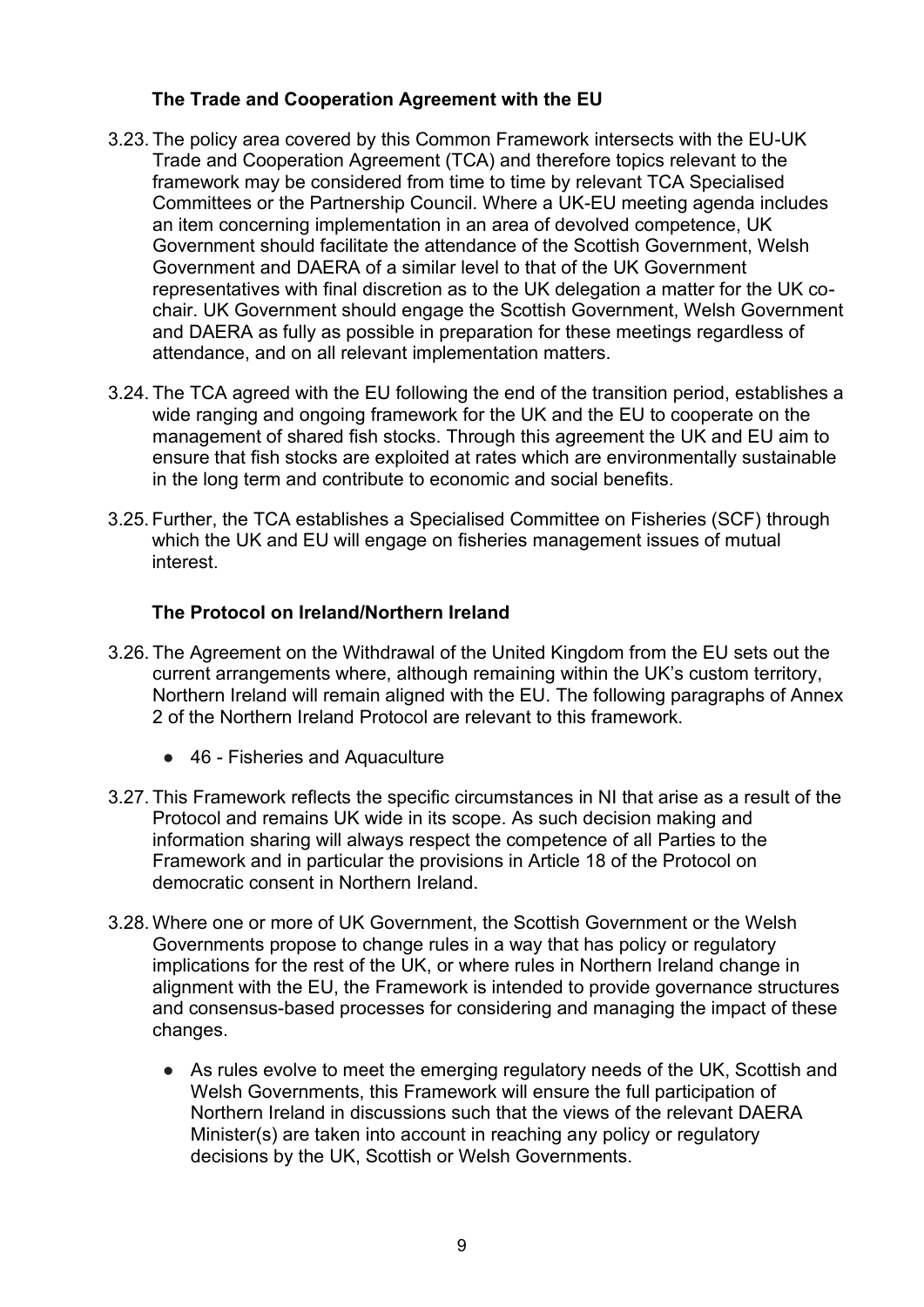### The Trade and Cooperation Agreement with the EU

3.23. The policy area covered by this Common Framework intersects with the EU-UK Trade and Cooperation Agreement (TCA) and therefore topics relevant to the framework may be considered from time to time by relevant TCA Specialised Committees or the Partnership Council. Where a UK-EU meeting agenda includes an item concerning implementation in an area of devolved competence, UK Government should facilitate the attendance of the Scottish Government, Welsh Government and DAERA of a similar level to that of the UK Government representatives with final discretion as to the UK delegation a matter for the UK co-chair. UK Government should engage the Scottish Government, Welsh Government and DAERA as fully as possible in preparation for these meetings regardless of attendance, and on all relevant implementation matters.

3.24. The TCA agreed with the EU following the end of the transition period, establishes a wide ranging and ongoing framework for the UK and the EU to cooperate on the management of shared fish stocks. Through this agreement the UK and EU aim to ensure that fish stocks are exploited at rates which are environmentally sustainable in the long term and contribute to economic and social benefits.

3.25. Further, the TCA establishes a Specialised Committee on Fisheries (SCF) through which the UK and EU will engage on fisheries management issues of mutual interest.

### The Protocol on Ireland/Northern Ireland

3.26. The Agreement on the Withdrawal of the United Kingdom from the EU sets out the current arrangements where, although remaining within the UK's custom territory, Northern Ireland will remain aligned with the EU. The following paragraphs of Annex 2 of the Northern Ireland Protocol are relevant to this framework.

- 46 - Fisheries and Aquaculture

3.27. This Framework reflects the specific circumstances in NI that arise as a result of the Protocol and remains UK wide in its scope. As such decision making and information sharing will always respect the competence of all Parties to the Framework and in particular the provisions in Article 18 of the Protocol on democratic consent in Northern Ireland.

3.28. Where one or more of UK Government, the Scottish Government or the Welsh Governments propose to change rules in a way that has policy or regulatory implications for the rest of the UK, or where rules in Northern Ireland change in alignment with the EU, the Framework is intended to provide governance structures and consensus-based processes for considering and managing the impact of these changes.

- As rules evolve to meet the emerging regulatory needs of the UK, Scottish and Welsh Governments, this Framework will ensure the full participation of Northern Ireland in discussions such that the views of the relevant DAERA Minister(s) are taken into account in reaching any policy or regulatory decisions by the UK, Scottish or Welsh Governments.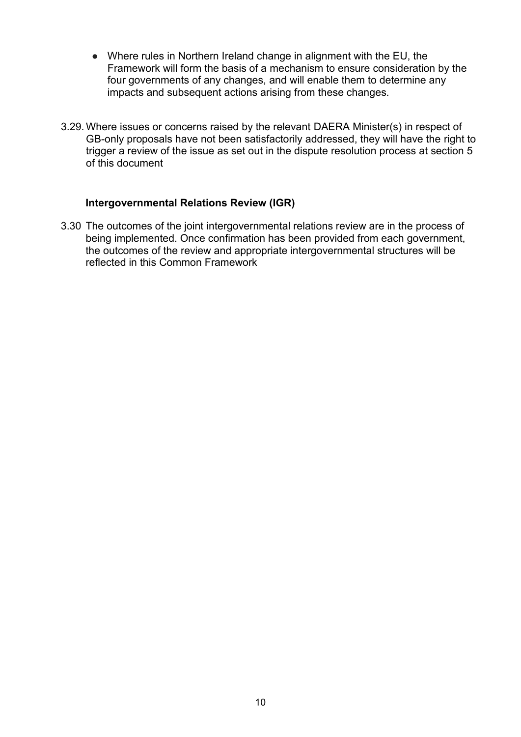- Where rules in Northern Ireland change in alignment with the EU, the Framework will form the basis of a mechanism to ensure consideration by the four governments of any changes, and will enable them to determine any impacts and subsequent actions arising from these changes.

3.29. Where issues or concerns raised by the relevant DAERA Minister(s) in respect of GB-only proposals have not been satisfactorily addressed, they will have the right to trigger a review of the issue as set out in the dispute resolution process at section 5 of this document

### Intergovernmental Relations Review (IGR)

3.30 The outcomes of the joint intergovernmental relations review are in the process of being implemented. Once confirmation has been provided from each government, the outcomes of the review and appropriate intergovernmental structures will be reflected in this Common Framework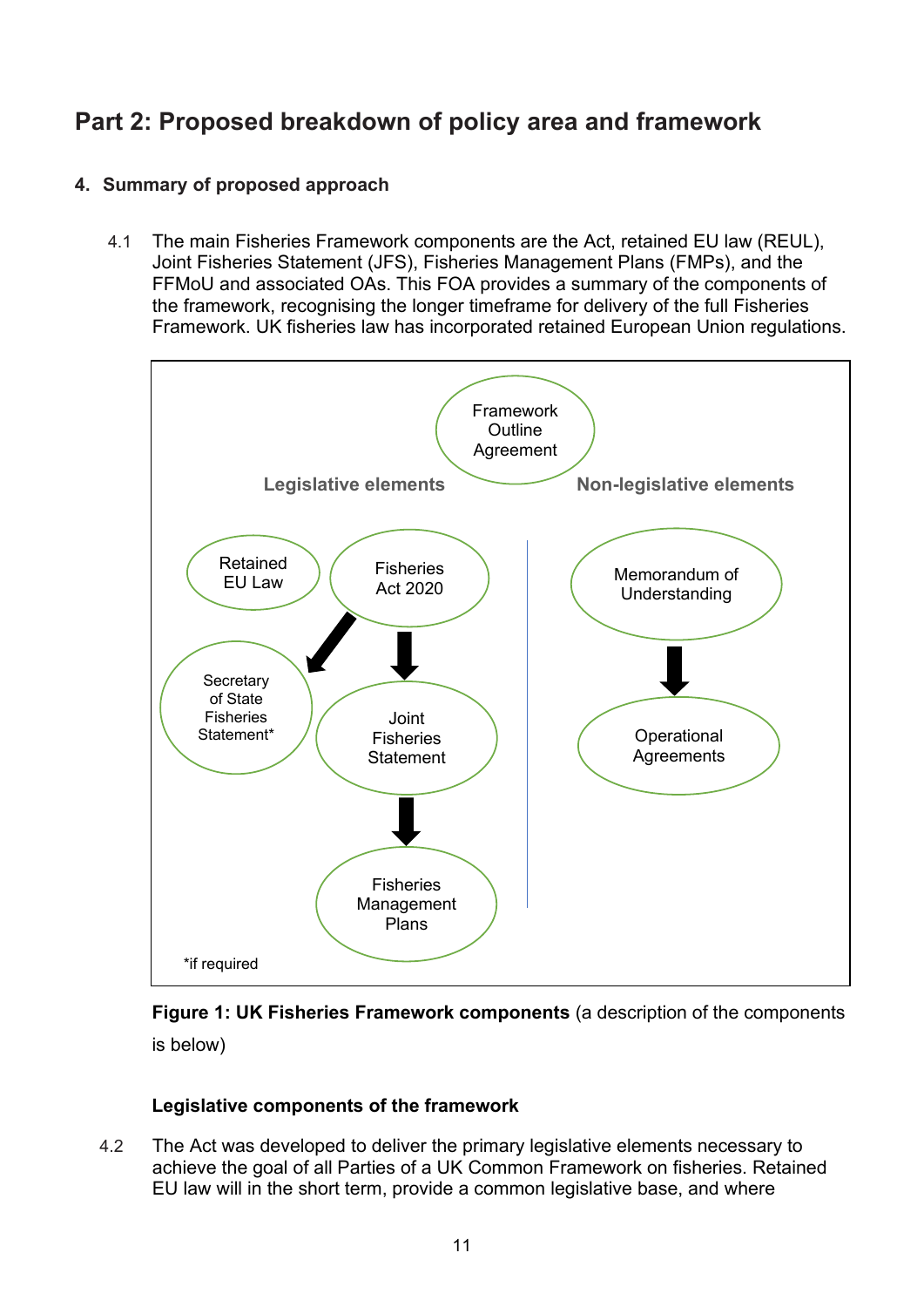## Part 2: Proposed breakdown of policy area and framework

### 4. Summary of proposed approach

4.1 The main Fisheries Framework components are the Act, retained EU law (REUL), Joint Fisheries Statement (JFS), Fisheries Management Plans (FMPs), and the FFMoU and associated OAs. This FOA provides a summary of the components of the framework, recognising the longer timeframe for delivery of the full Fisheries Framework. UK fisheries law has incorporated retained European Union regulations.

Framework Outline Agreement

Legislative elements

Retained EU Law

Fisheries Act 2020

Secretary of State Fisheries Statement*

Joint Fisheries Statement

Fisheries Management Plans

Non-legislative elements

Memorandum of Understanding

Operational Agreements

*if required

**Figure 1: UK Fisheries Framework components** (a description of the components is below)

#### Legislative components of the framework

4.2 The Act was developed to deliver the primary legislative elements necessary to achieve the goal of all Parties of a UK Common Framework on fisheries. Retained EU law will in the short term, provide a common legislative base, and where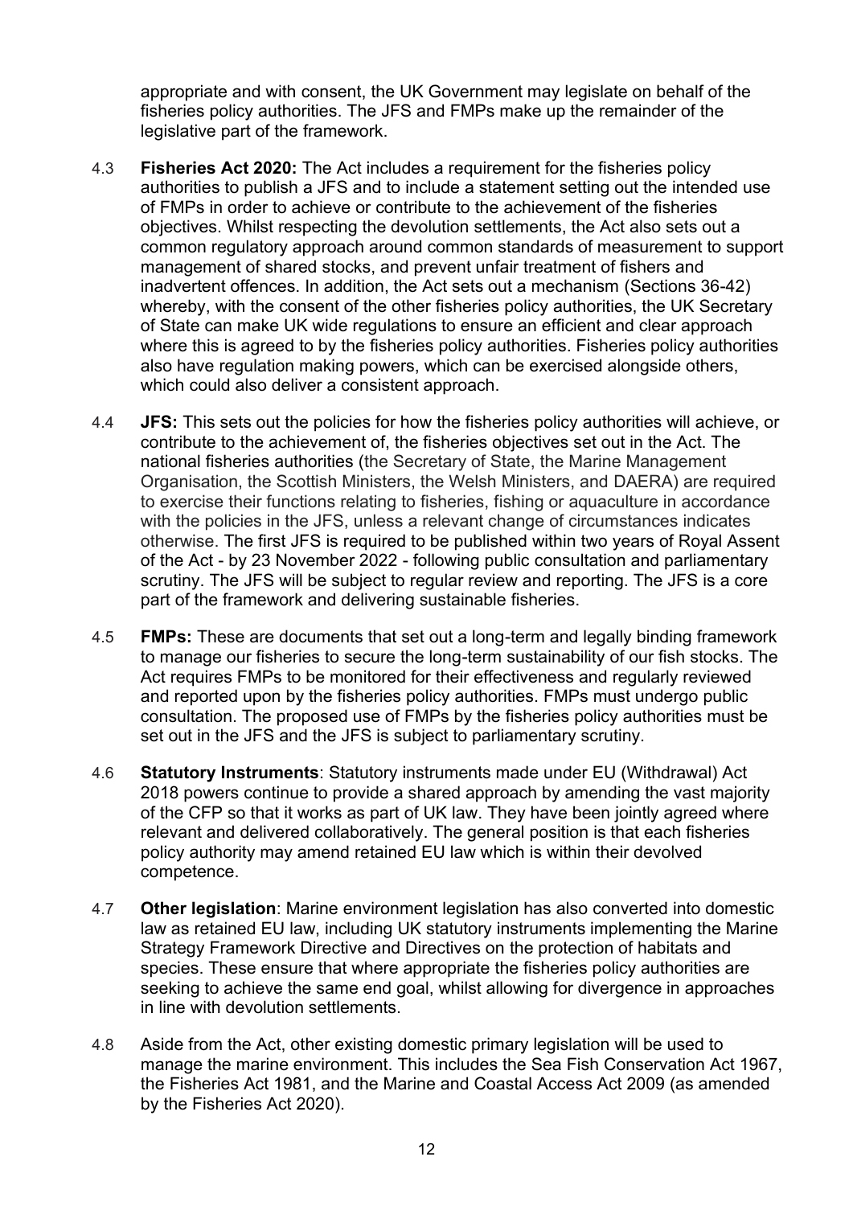appropriate and with consent, the UK Government may legislate on behalf of the fisheries policy authorities. The JFS and FMPs make up the remainder of the legislative part of the framework.

4.3 **Fisheries Act 2020:** The Act includes a requirement for the fisheries policy authorities to publish a JFS and to include a statement setting out the intended use of FMPs in order to achieve or contribute to the achievement of the fisheries objectives. Whilst respecting the devolution settlements, the Act also sets out a common regulatory approach around common standards of measurement to support management of shared stocks, and prevent unfair treatment of fishers and inadvertent offences. In addition, the Act sets out a mechanism (Sections 36-42) whereby, with the consent of the other fisheries policy authorities, the UK Secretary of State can make UK wide regulations to ensure an efficient and clear approach where this is agreed to by the fisheries policy authorities. Fisheries policy authorities also have regulation making powers, which can be exercised alongside others, which could also deliver a consistent approach.

4.4 **JFS:** This sets out the policies for how the fisheries policy authorities will achieve, or contribute to the achievement of, the fisheries objectives set out in the Act. The national fisheries authorities (the Secretary of State, the Marine Management Organisation, the Scottish Ministers, the Welsh Ministers, and DAERA) are required to exercise their functions relating to fisheries, fishing or aquaculture in accordance with the policies in the JFS, unless a relevant change of circumstances indicates otherwise. The first JFS is required to be published within two years of Royal Assent of the Act - by 23 November 2022 - following public consultation and parliamentary scrutiny. The JFS will be subject to regular review and reporting. The JFS is a core part of the framework and delivering sustainable fisheries.

4.5 **FMPs:** These are documents that set out a long-term and legally binding framework to manage our fisheries to secure the long-term sustainability of our fish stocks. The Act requires FMPs to be monitored for their effectiveness and regularly reviewed and reported upon by the fisheries policy authorities. FMPs must undergo public consultation. The proposed use of FMPs by the fisheries policy authorities must be set out in the JFS and the JFS is subject to parliamentary scrutiny.

4.6 **Statutory Instruments**: Statutory instruments made under EU (Withdrawal) Act 2018 powers continue to provide a shared approach by amending the vast majority of the CFP so that it works as part of UK law. They have been jointly agreed where relevant and delivered collaboratively. The general position is that each fisheries policy authority may amend retained EU law which is within their devolved competence.

4.7 **Other legislation**: Marine environment legislation has also converted into domestic law as retained EU law, including UK statutory instruments implementing the Marine Strategy Framework Directive and Directives on the protection of habitats and species. These ensure that where appropriate the fisheries policy authorities are seeking to achieve the same end goal, whilst allowing for divergence in approaches in line with devolution settlements.

4.8 Aside from the Act, other existing domestic primary legislation will be used to manage the marine environment. This includes the Sea Fish Conservation Act 1967, the Fisheries Act 1981, and the Marine and Coastal Access Act 2009 (as amended by the Fisheries Act 2020).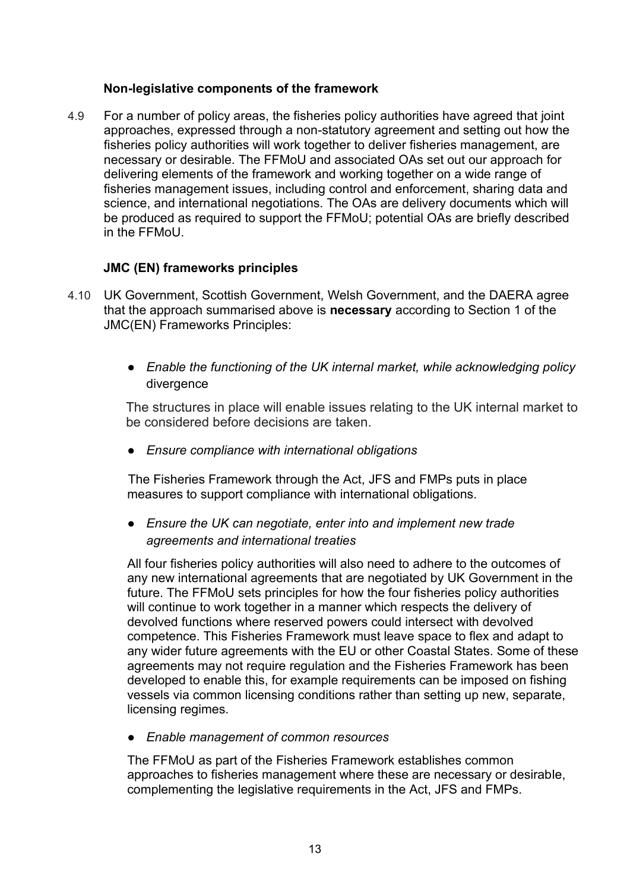### Non-legislative components of the framework

4.9 For a number of policy areas, the fisheries policy authorities have agreed that joint approaches, expressed through a non-statutory agreement and setting out how the fisheries policy authorities will work together to deliver fisheries management, are necessary or desirable. The FFMoU and associated OAs set out our approach for delivering elements of the framework and working together on a wide range of fisheries management issues, including control and enforcement, sharing data and science, and international negotiations. The OAs are delivery documents which will be produced as required to support the FFMoU; potential OAs are briefly described in the FFMoU.

### JMC (EN) frameworks principles

4.10 UK Government, Scottish Government, Welsh Government, and the DAERA agree that the approach summarised above is **necessary** according to Section 1 of the JMC(EN) Frameworks Principles:

- *Enable the functioning of the UK internal market, while acknowledging policy* divergence

  The structures in place will enable issues relating to the UK internal market to be considered before decisions are taken.

- *Ensure compliance with international obligations*

  The Fisheries Framework through the Act, JFS and FMPs puts in place measures to support compliance with international obligations.

- *Ensure the UK can negotiate, enter into and implement new trade agreements and international treaties*

  All four fisheries policy authorities will also need to adhere to the outcomes of any new international agreements that are negotiated by UK Government in the future. The FFMoU sets principles for how the four fisheries policy authorities will continue to work together in a manner which respects the delivery of devolved functions where reserved powers could intersect with devolved competence. This Fisheries Framework must leave space to flex and adapt to any wider future agreements with the EU or other Coastal States. Some of these agreements may not require regulation and the Fisheries Framework has been developed to enable this, for example requirements can be imposed on fishing vessels via common licensing conditions rather than setting up new, separate, licensing regimes.

- *Enable management of common resources*

  The FFMoU as part of the Fisheries Framework establishes common approaches to fisheries management where these are necessary or desirable, complementing the legislative requirements in the Act, JFS and FMPs.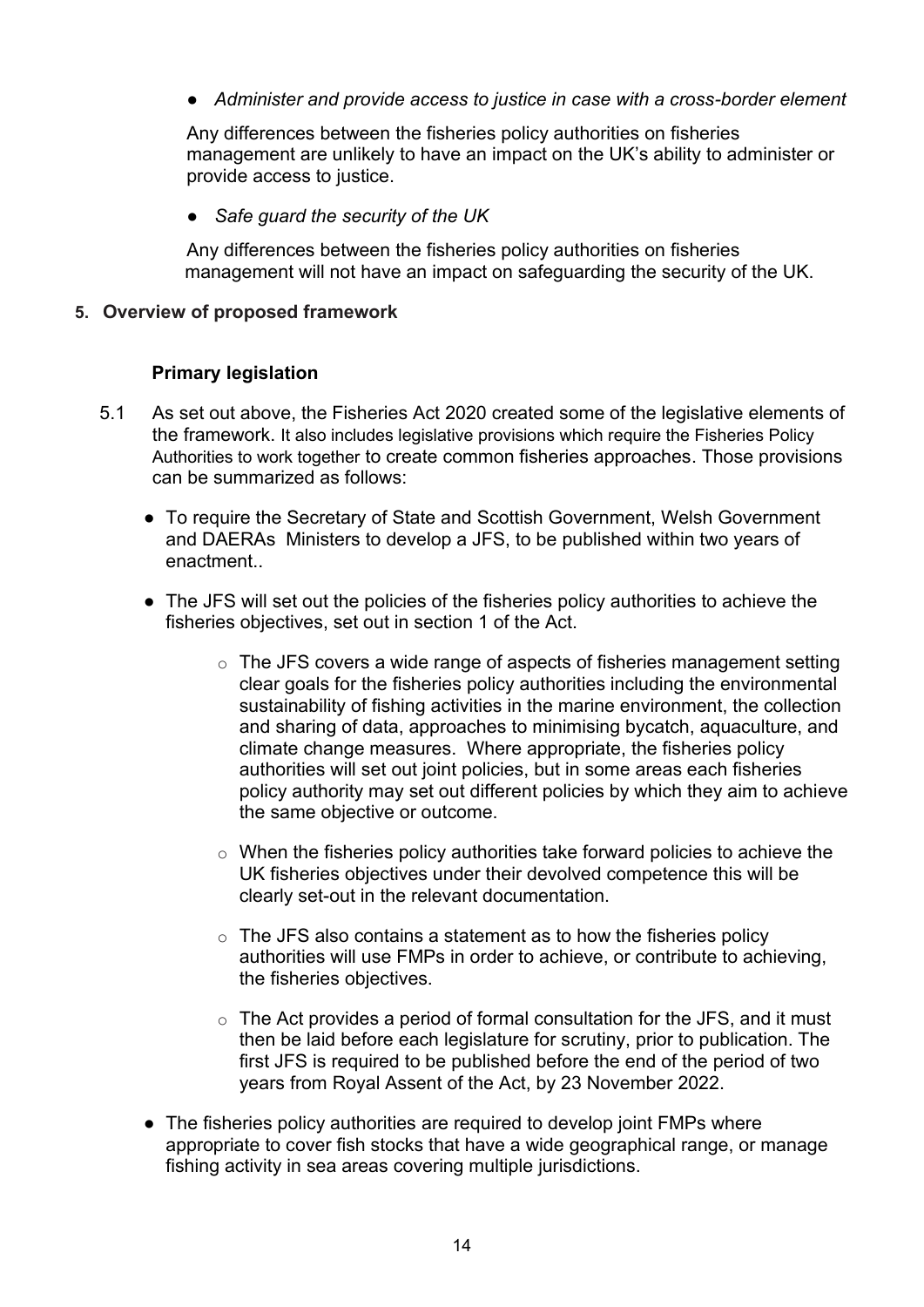- *Administer and provide access to justice in case with a cross-border element*

  Any differences between the fisheries policy authorities on fisheries management are unlikely to have an impact on the UK's ability to administer or provide access to justice.

- *Safe guard the security of the UK*

  Any differences between the fisheries policy authorities on fisheries management will not have an impact on safeguarding the security of the UK.

## 5. Overview of proposed framework

### Primary legislation

5.1 As set out above, the Fisheries Act 2020 created some of the legislative elements of the framework. It also includes legislative provisions which require the Fisheries Policy Authorities to work together to create common fisheries approaches. Those provisions can be summarized as follows:

- To require the Secretary of State and Scottish Government, Welsh Government and DAERAs Ministers to develop a JFS, to be published within two years of enactment..
- The JFS will set out the policies of the fisheries policy authorities to achieve the fisheries objectives, set out in section 1 of the Act.
  - The JFS covers a wide range of aspects of fisheries management setting clear goals for the fisheries policy authorities including the environmental sustainability of fishing activities in the marine environment, the collection and sharing of data, approaches to minimising bycatch, aquaculture, and climate change measures. Where appropriate, the fisheries policy authorities will set out joint policies, but in some areas each fisheries policy authority may set out different policies by which they aim to achieve the same objective or outcome.
  - When the fisheries policy authorities take forward policies to achieve the UK fisheries objectives under their devolved competence this will be clearly set-out in the relevant documentation.
  - The JFS also contains a statement as to how the fisheries policy authorities will use FMPs in order to achieve, or contribute to achieving, the fisheries objectives.
  - The Act provides a period of formal consultation for the JFS, and it must then be laid before each legislature for scrutiny, prior to publication. The first JFS is required to be published before the end of the period of two years from Royal Assent of the Act, by 23 November 2022.
- The fisheries policy authorities are required to develop joint FMPs where appropriate to cover fish stocks that have a wide geographical range, or manage fishing activity in sea areas covering multiple jurisdictions.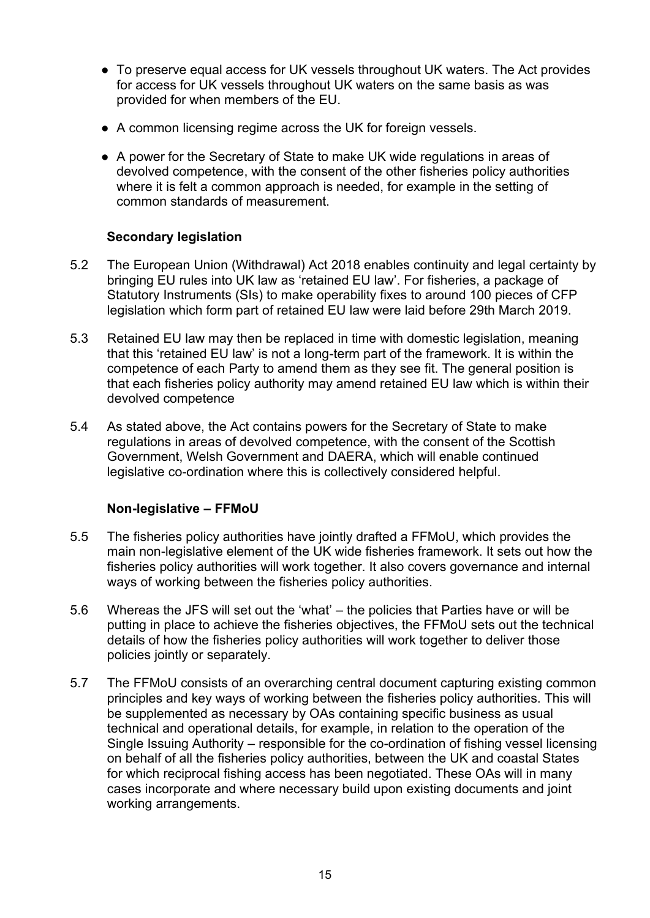- To preserve equal access for UK vessels throughout UK waters. The Act provides for access for UK vessels throughout UK waters on the same basis as was provided for when members of the EU.
- A common licensing regime across the UK for foreign vessels.
- A power for the Secretary of State to make UK wide regulations in areas of devolved competence, with the consent of the other fisheries policy authorities where it is felt a common approach is needed, for example in the setting of common standards of measurement.

**Secondary legislation**

5.2 The European Union (Withdrawal) Act 2018 enables continuity and legal certainty by bringing EU rules into UK law as 'retained EU law'. For fisheries, a package of Statutory Instruments (SIs) to make operability fixes to around 100 pieces of CFP legislation which form part of retained EU law were laid before 29th March 2019.

5.3 Retained EU law may then be replaced in time with domestic legislation, meaning that this 'retained EU law' is not a long-term part of the framework. It is within the competence of each Party to amend them as they see fit. The general position is that each fisheries policy authority may amend retained EU law which is within their devolved competence

5.4 As stated above, the Act contains powers for the Secretary of State to make regulations in areas of devolved competence, with the consent of the Scottish Government, Welsh Government and DAERA, which will enable continued legislative co-ordination where this is collectively considered helpful.

**Non-legislative – FFMoU**

5.5 The fisheries policy authorities have jointly drafted a FFMoU, which provides the main non-legislative element of the UK wide fisheries framework. It sets out how the fisheries policy authorities will work together. It also covers governance and internal ways of working between the fisheries policy authorities.

5.6 Whereas the JFS will set out the 'what' – the policies that Parties have or will be putting in place to achieve the fisheries objectives, the FFMoU sets out the technical details of how the fisheries policy authorities will work together to deliver those policies jointly or separately.

5.7 The FFMoU consists of an overarching central document capturing existing common principles and key ways of working between the fisheries policy authorities. This will be supplemented as necessary by OAs containing specific business as usual technical and operational details, for example, in relation to the operation of the Single Issuing Authority – responsible for the co-ordination of fishing vessel licensing on behalf of all the fisheries policy authorities, between the UK and coastal States for which reciprocal fishing access has been negotiated. These OAs will in many cases incorporate and where necessary build upon existing documents and joint working arrangements.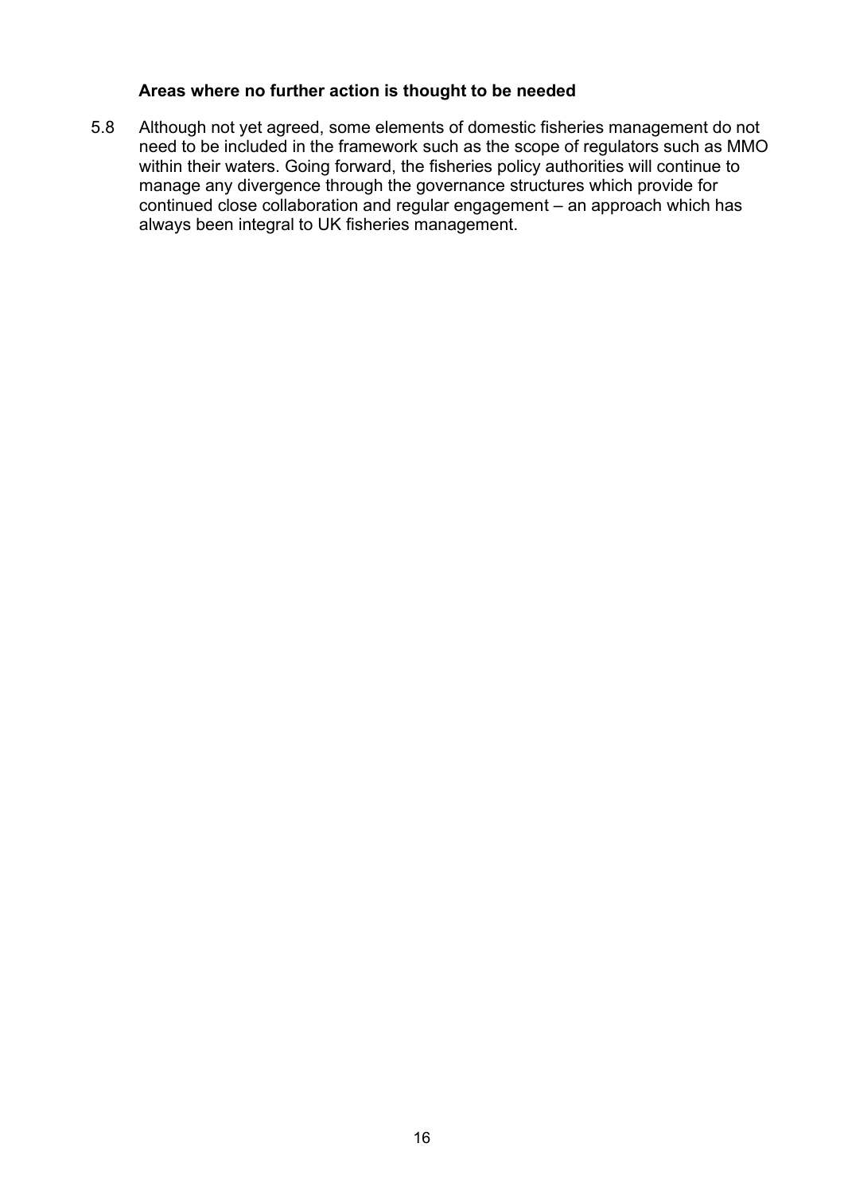### Areas where no further action is thought to be needed

5.8 Although not yet agreed, some elements of domestic fisheries management do not need to be included in the framework such as the scope of regulators such as MMO within their waters. Going forward, the fisheries policy authorities will continue to manage any divergence through the governance structures which provide for continued close collaboration and regular engagement – an approach which has always been integral to UK fisheries management.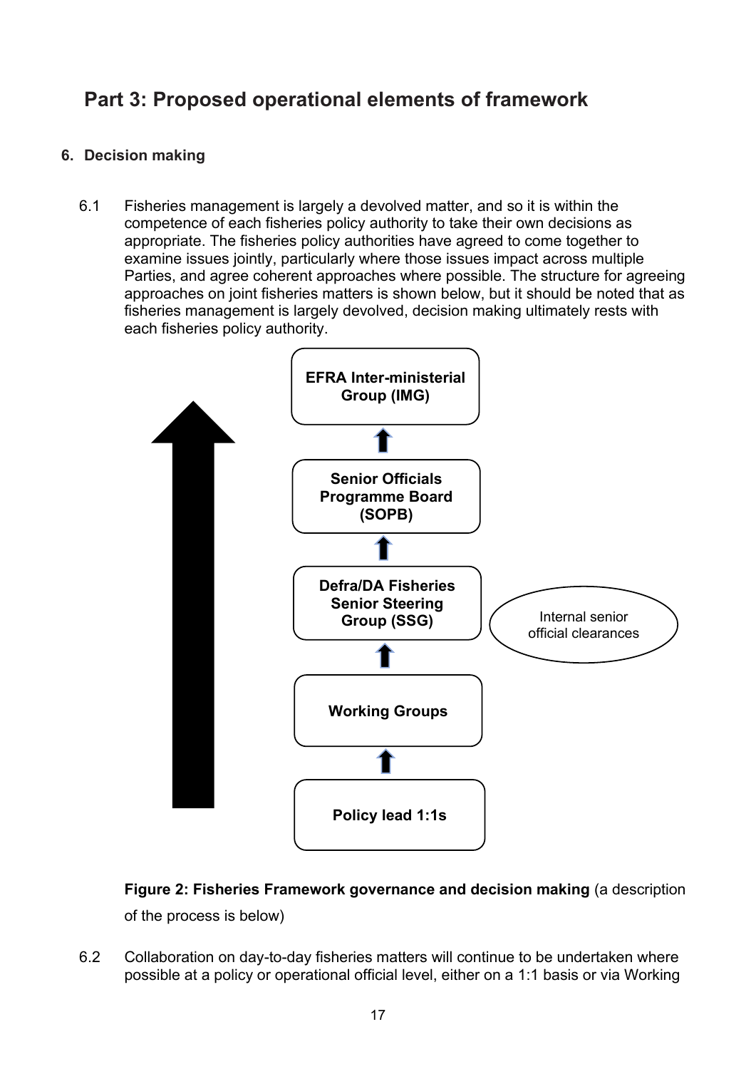# Part 3: Proposed operational elements of framework

## 6. Decision making

6.1 Fisheries management is largely a devolved matter, and so it is within the competence of each fisheries policy authority to take their own decisions as appropriate. The fisheries policy authorities have agreed to come together to examine issues jointly, particularly where those issues impact across multiple Parties, and agree coherent approaches where possible. The structure for agreeing approaches on joint fisheries matters is shown below, but it should be noted that as fisheries management is largely devolved, decision making ultimately rests with each fisheries policy authority.

**EFRA Inter-ministerial Group (IMG)**

↑

**Senior Officials Programme Board (SOPB)**

↑

**Defra/DA Fisheries Senior Steering Group (SSG)** — Internal senior official clearances

↑

**Working Groups**

↑

**Policy lead 1:1s**

**Figure 2: Fisheries Framework governance and decision making** (a description of the process is below)

6.2 Collaboration on day-to-day fisheries matters will continue to be undertaken where possible at a policy or operational official level, either on a 1:1 basis or via Working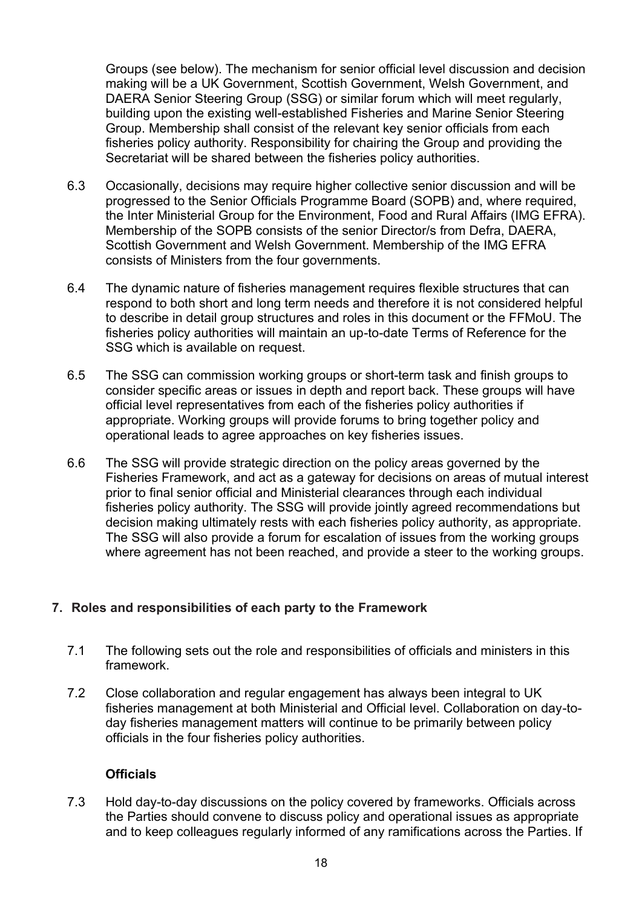Groups (see below). The mechanism for senior official level discussion and decision making will be a UK Government, Scottish Government, Welsh Government, and DAERA Senior Steering Group (SSG) or similar forum which will meet regularly, building upon the existing well-established Fisheries and Marine Senior Steering Group. Membership shall consist of the relevant key senior officials from each fisheries policy authority. Responsibility for chairing the Group and providing the Secretariat will be shared between the fisheries policy authorities.

6.3 Occasionally, decisions may require higher collective senior discussion and will be progressed to the Senior Officials Programme Board (SOPB) and, where required, the Inter Ministerial Group for the Environment, Food and Rural Affairs (IMG EFRA). Membership of the SOPB consists of the senior Director/s from Defra, DAERA, Scottish Government and Welsh Government. Membership of the IMG EFRA consists of Ministers from the four governments.

6.4 The dynamic nature of fisheries management requires flexible structures that can respond to both short and long term needs and therefore it is not considered helpful to describe in detail group structures and roles in this document or the FFMoU. The fisheries policy authorities will maintain an up-to-date Terms of Reference for the SSG which is available on request.

6.5 The SSG can commission working groups or short-term task and finish groups to consider specific areas or issues in depth and report back. These groups will have official level representatives from each of the fisheries policy authorities if appropriate. Working groups will provide forums to bring together policy and operational leads to agree approaches on key fisheries issues.

6.6 The SSG will provide strategic direction on the policy areas governed by the Fisheries Framework, and act as a gateway for decisions on areas of mutual interest prior to final senior official and Ministerial clearances through each individual fisheries policy authority. The SSG will provide jointly agreed recommendations but decision making ultimately rests with each fisheries policy authority, as appropriate. The SSG will also provide a forum for escalation of issues from the working groups where agreement has not been reached, and provide a steer to the working groups.

## 7. Roles and responsibilities of each party to the Framework

7.1 The following sets out the role and responsibilities of officials and ministers in this framework.

7.2 Close collaboration and regular engagement has always been integral to UK fisheries management at both Ministerial and Official level. Collaboration on day-to-day fisheries management matters will continue to be primarily between policy officials in the four fisheries policy authorities.

### Officials

7.3 Hold day-to-day discussions on the policy covered by frameworks. Officials across the Parties should convene to discuss policy and operational issues as appropriate and to keep colleagues regularly informed of any ramifications across the Parties. If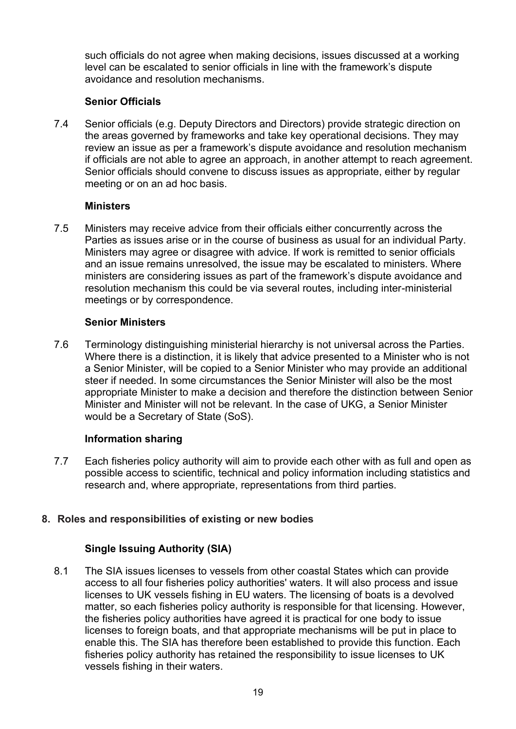such officials do not agree when making decisions, issues discussed at a working level can be escalated to senior officials in line with the framework's dispute avoidance and resolution mechanisms.

### Senior Officials

7.4 Senior officials (e.g. Deputy Directors and Directors) provide strategic direction on the areas governed by frameworks and take key operational decisions. They may review an issue as per a framework's dispute avoidance and resolution mechanism if officials are not able to agree an approach, in another attempt to reach agreement. Senior officials should convene to discuss issues as appropriate, either by regular meeting or on an ad hoc basis.

### Ministers

7.5 Ministers may receive advice from their officials either concurrently across the Parties as issues arise or in the course of business as usual for an individual Party. Ministers may agree or disagree with advice. If work is remitted to senior officials and an issue remains unresolved, the issue may be escalated to ministers. Where ministers are considering issues as part of the framework's dispute avoidance and resolution mechanism this could be via several routes, including inter-ministerial meetings or by correspondence.

### Senior Ministers

7.6 Terminology distinguishing ministerial hierarchy is not universal across the Parties. Where there is a distinction, it is likely that advice presented to a Minister who is not a Senior Minister, will be copied to a Senior Minister who may provide an additional steer if needed. In some circumstances the Senior Minister will also be the most appropriate Minister to make a decision and therefore the distinction between Senior Minister and Minister will not be relevant. In the case of UKG, a Senior Minister would be a Secretary of State (SoS).

### Information sharing

7.7 Each fisheries policy authority will aim to provide each other with as full and open as possible access to scientific, technical and policy information including statistics and research and, where appropriate, representations from third parties.

## 8. Roles and responsibilities of existing or new bodies

### Single Issuing Authority (SIA)

8.1 The SIA issues licenses to vessels from other coastal States which can provide access to all four fisheries policy authorities' waters. It will also process and issue licenses to UK vessels fishing in EU waters. The licensing of boats is a devolved matter, so each fisheries policy authority is responsible for that licensing. However, the fisheries policy authorities have agreed it is practical for one body to issue licenses to foreign boats, and that appropriate mechanisms will be put in place to enable this. The SIA has therefore been established to provide this function. Each fisheries policy authority has retained the responsibility to issue licenses to UK vessels fishing in their waters.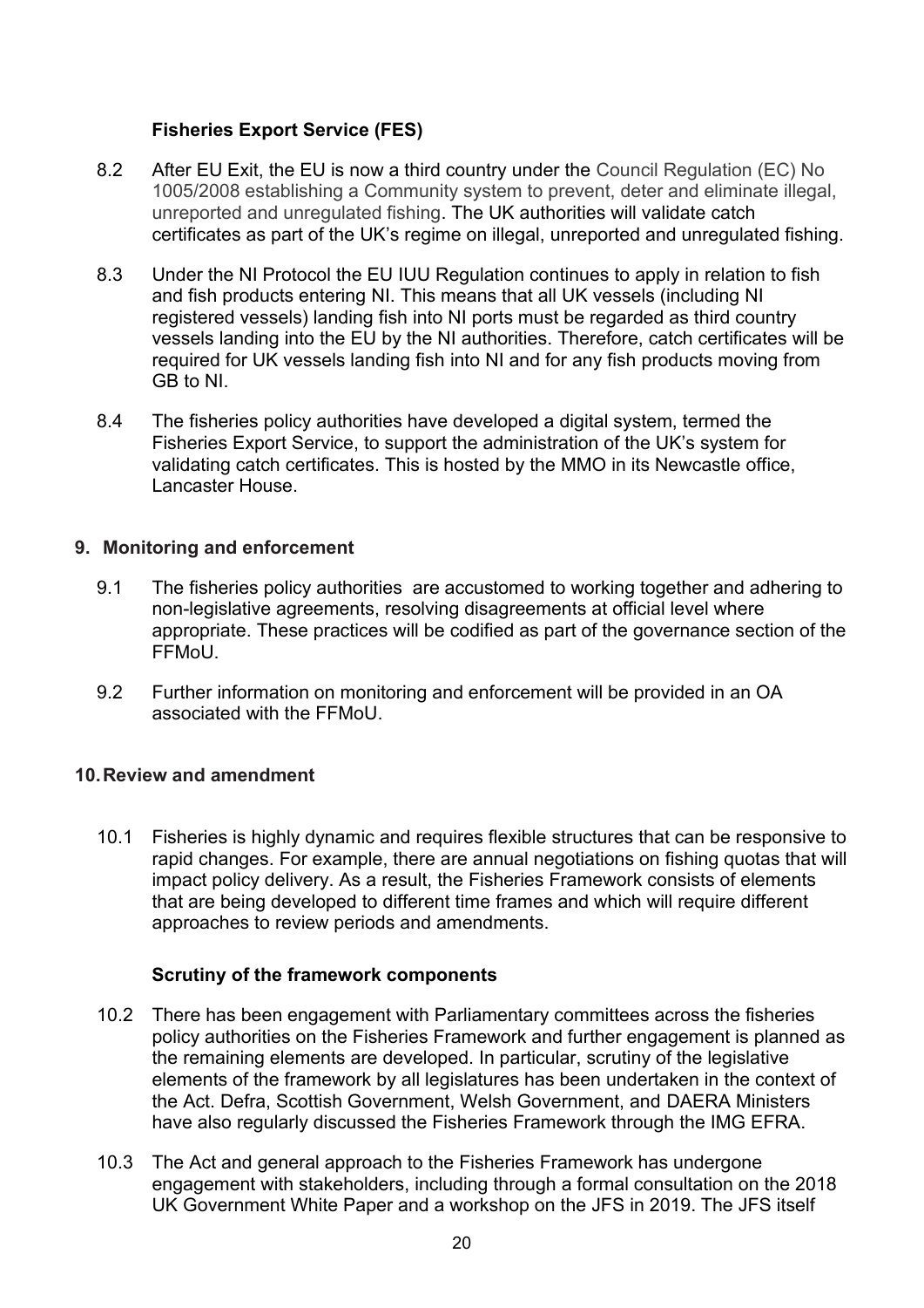### Fisheries Export Service (FES)

8.2 After EU Exit, the EU is now a third country under the Council Regulation (EC) No 1005/2008 establishing a Community system to prevent, deter and eliminate illegal, unreported and unregulated fishing. The UK authorities will validate catch certificates as part of the UK's regime on illegal, unreported and unregulated fishing.

8.3 Under the NI Protocol the EU IUU Regulation continues to apply in relation to fish and fish products entering NI. This means that all UK vessels (including NI registered vessels) landing fish into NI ports must be regarded as third country vessels landing into the EU by the NI authorities. Therefore, catch certificates will be required for UK vessels landing fish into NI and for any fish products moving from GB to NI.

8.4 The fisheries policy authorities have developed a digital system, termed the Fisheries Export Service, to support the administration of the UK's system for validating catch certificates. This is hosted by the MMO in its Newcastle office, Lancaster House.

## 9. Monitoring and enforcement

9.1 The fisheries policy authorities are accustomed to working together and adhering to non-legislative agreements, resolving disagreements at official level where appropriate. These practices will be codified as part of the governance section of the FFMoU.

9.2 Further information on monitoring and enforcement will be provided in an OA associated with the FFMoU.

## 10. Review and amendment

10.1 Fisheries is highly dynamic and requires flexible structures that can be responsive to rapid changes. For example, there are annual negotiations on fishing quotas that will impact policy delivery. As a result, the Fisheries Framework consists of elements that are being developed to different time frames and which will require different approaches to review periods and amendments.

### Scrutiny of the framework components

10.2 There has been engagement with Parliamentary committees across the fisheries policy authorities on the Fisheries Framework and further engagement is planned as the remaining elements are developed. In particular, scrutiny of the legislative elements of the framework by all legislatures has been undertaken in the context of the Act. Defra, Scottish Government, Welsh Government, and DAERA Ministers have also regularly discussed the Fisheries Framework through the IMG EFRA.

10.3 The Act and general approach to the Fisheries Framework has undergone engagement with stakeholders, including through a formal consultation on the 2018 UK Government White Paper and a workshop on the JFS in 2019. The JFS itself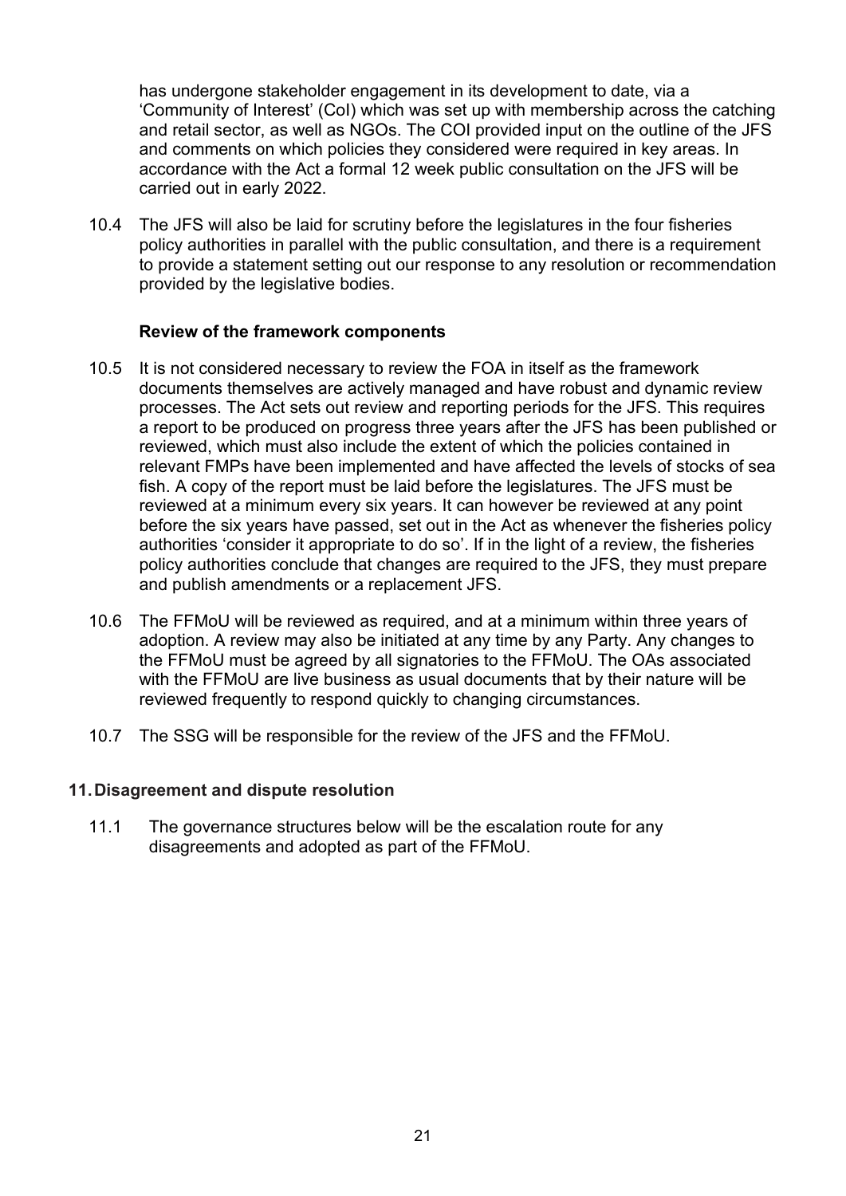has undergone stakeholder engagement in its development to date, via a 'Community of Interest' (CoI) which was set up with membership across the catching and retail sector, as well as NGOs. The COI provided input on the outline of the JFS and comments on which policies they considered were required in key areas. In accordance with the Act a formal 12 week public consultation on the JFS will be carried out in early 2022.

10.4 The JFS will also be laid for scrutiny before the legislatures in the four fisheries policy authorities in parallel with the public consultation, and there is a requirement to provide a statement setting out our response to any resolution or recommendation provided by the legislative bodies.

**Review of the framework components**

10.5 It is not considered necessary to review the FOA in itself as the framework documents themselves are actively managed and have robust and dynamic review processes. The Act sets out review and reporting periods for the JFS. This requires a report to be produced on progress three years after the JFS has been published or reviewed, which must also include the extent of which the policies contained in relevant FMPs have been implemented and have affected the levels of stocks of sea fish. A copy of the report must be laid before the legislatures. The JFS must be reviewed at a minimum every six years. It can however be reviewed at any point before the six years have passed, set out in the Act as whenever the fisheries policy authorities 'consider it appropriate to do so'. If in the light of a review, the fisheries policy authorities conclude that changes are required to the JFS, they must prepare and publish amendments or a replacement JFS.

10.6 The FFMoU will be reviewed as required, and at a minimum within three years of adoption. A review may also be initiated at any time by any Party. Any changes to the FFMoU must be agreed by all signatories to the FFMoU. The OAs associated with the FFMoU are live business as usual documents that by their nature will be reviewed frequently to respond quickly to changing circumstances.

10.7 The SSG will be responsible for the review of the JFS and the FFMoU.

## 11. Disagreement and dispute resolution

11.1 The governance structures below will be the escalation route for any disagreements and adopted as part of the FFMoU.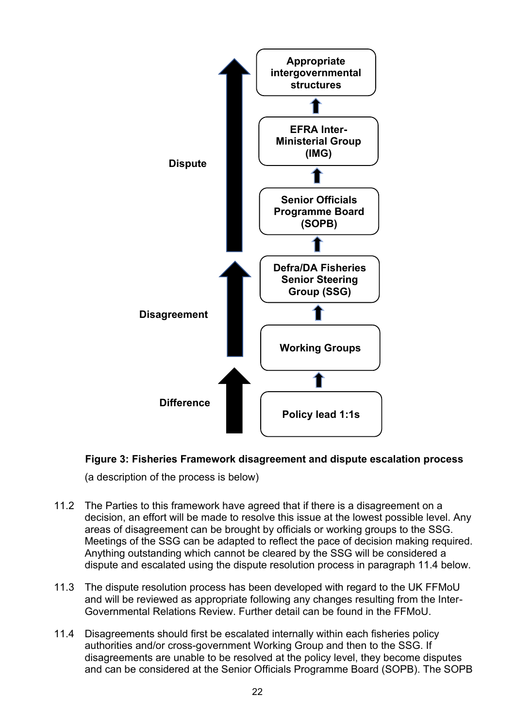**Dispute**

**Appropriate intergovernmental structures**

↑

**EFRA Inter-Ministerial Group (IMG)**

↑

**Senior Officials Programme Board (SOPB)**

↑

**Disagreement**

**Defra/DA Fisheries Senior Steering Group (SSG)**

↑

**Working Groups**

↑

**Difference**

**Policy lead 1:1s**

**Figure 3: Fisheries Framework disagreement and dispute escalation process**

(a description of the process is below)

11.2 The Parties to this framework have agreed that if there is a disagreement on a decision, an effort will be made to resolve this issue at the lowest possible level. Any areas of disagreement can be brought by officials or working groups to the SSG. Meetings of the SSG can be adapted to reflect the pace of decision making required. Anything outstanding which cannot be cleared by the SSG will be considered a dispute and escalated using the dispute resolution process in paragraph 11.4 below.

11.3 The dispute resolution process has been developed with regard to the UK FFMoU and will be reviewed as appropriate following any changes resulting from the Inter-Governmental Relations Review. Further detail can be found in the FFMoU.

11.4 Disagreements should first be escalated internally within each fisheries policy authorities and/or cross-government Working Group and then to the SSG. If disagreements are unable to be resolved at the policy level, they become disputes and can be considered at the Senior Officials Programme Board (SOPB). The SOPB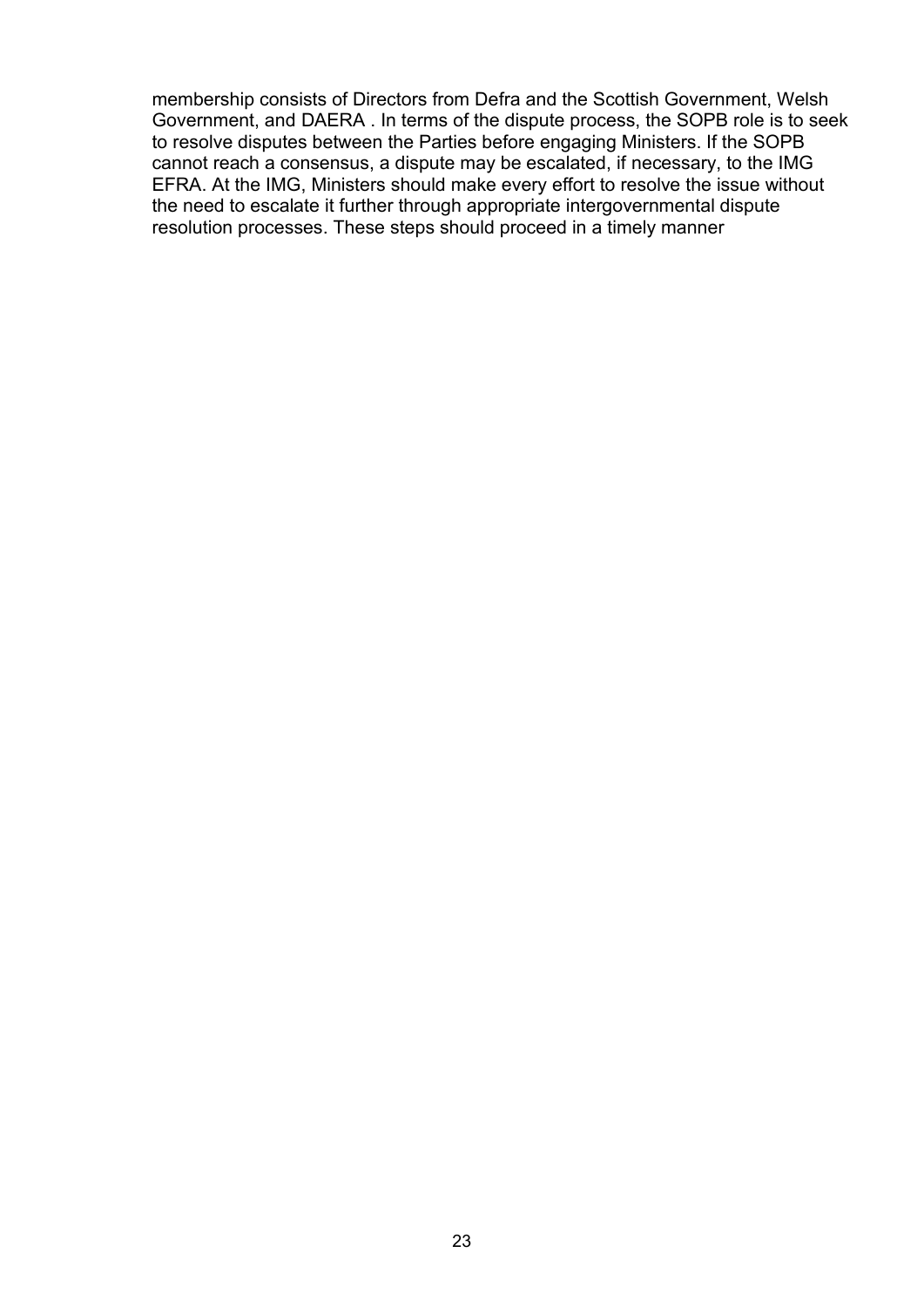membership consists of Directors from Defra and the Scottish Government, Welsh Government, and DAERA . In terms of the dispute process, the SOPB role is to seek to resolve disputes between the Parties before engaging Ministers. If the SOPB cannot reach a consensus, a dispute may be escalated, if necessary, to the IMG EFRA. At the IMG, Ministers should make every effort to resolve the issue without the need to escalate it further through appropriate intergovernmental dispute resolution processes. These steps should proceed in a timely manner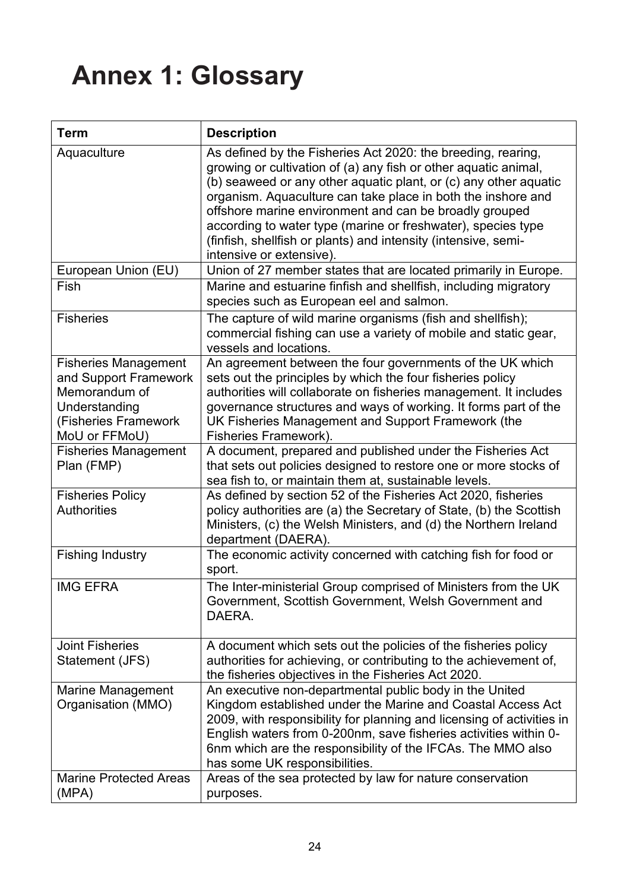# Annex 1: Glossary

| Term | Description |
|---|---|
| Aquaculture | As defined by the Fisheries Act 2020: the breeding, rearing, growing or cultivation of (a) any fish or other aquatic animal, (b) seaweed or any other aquatic plant, or (c) any other aquatic organism. Aquaculture can take place in both the inshore and offshore marine environment and can be broadly grouped according to water type (marine or freshwater), species type (finfish, shellfish or plants) and intensity (intensive, semi-intensive or extensive). |
| European Union (EU) | Union of 27 member states that are located primarily in Europe. |
| Fish | Marine and estuarine finfish and shellfish, including migratory species such as European eel and salmon. |
| Fisheries | The capture of wild marine organisms (fish and shellfish); commercial fishing can use a variety of mobile and static gear, vessels and locations. |
| Fisheries Management and Support Framework Memorandum of Understanding (Fisheries Framework MoU or FFMoU) | An agreement between the four governments of the UK which sets out the principles by which the four fisheries policy authorities will collaborate on fisheries management. It includes governance structures and ways of working. It forms part of the UK Fisheries Management and Support Framework (the Fisheries Framework). |
| Fisheries Management Plan (FMP) | A document, prepared and published under the Fisheries Act that sets out policies designed to restore one or more stocks of sea fish to, or maintain them at, sustainable levels. |
| Fisheries Policy Authorities | As defined by section 52 of the Fisheries Act 2020, fisheries policy authorities are (a) the Secretary of State, (b) the Scottish Ministers, (c) the Welsh Ministers, and (d) the Northern Ireland department (DAERA). |
| Fishing Industry | The economic activity concerned with catching fish for food or sport. |
| IMG EFRA | The Inter-ministerial Group comprised of Ministers from the UK Government, Scottish Government, Welsh Government and DAERA. |
| Joint Fisheries Statement (JFS) | A document which sets out the policies of the fisheries policy authorities for achieving, or contributing to the achievement of, the fisheries objectives in the Fisheries Act 2020. |
| Marine Management Organisation (MMO) | An executive non-departmental public body in the United Kingdom established under the Marine and Coastal Access Act 2009, with responsibility for planning and licensing of activities in English waters from 0-200nm, save fisheries activities within 0-6nm which are the responsibility of the IFCAs. The MMO also has some UK responsibilities. |
| Marine Protected Areas (MPA) | Areas of the sea protected by law for nature conservation purposes. |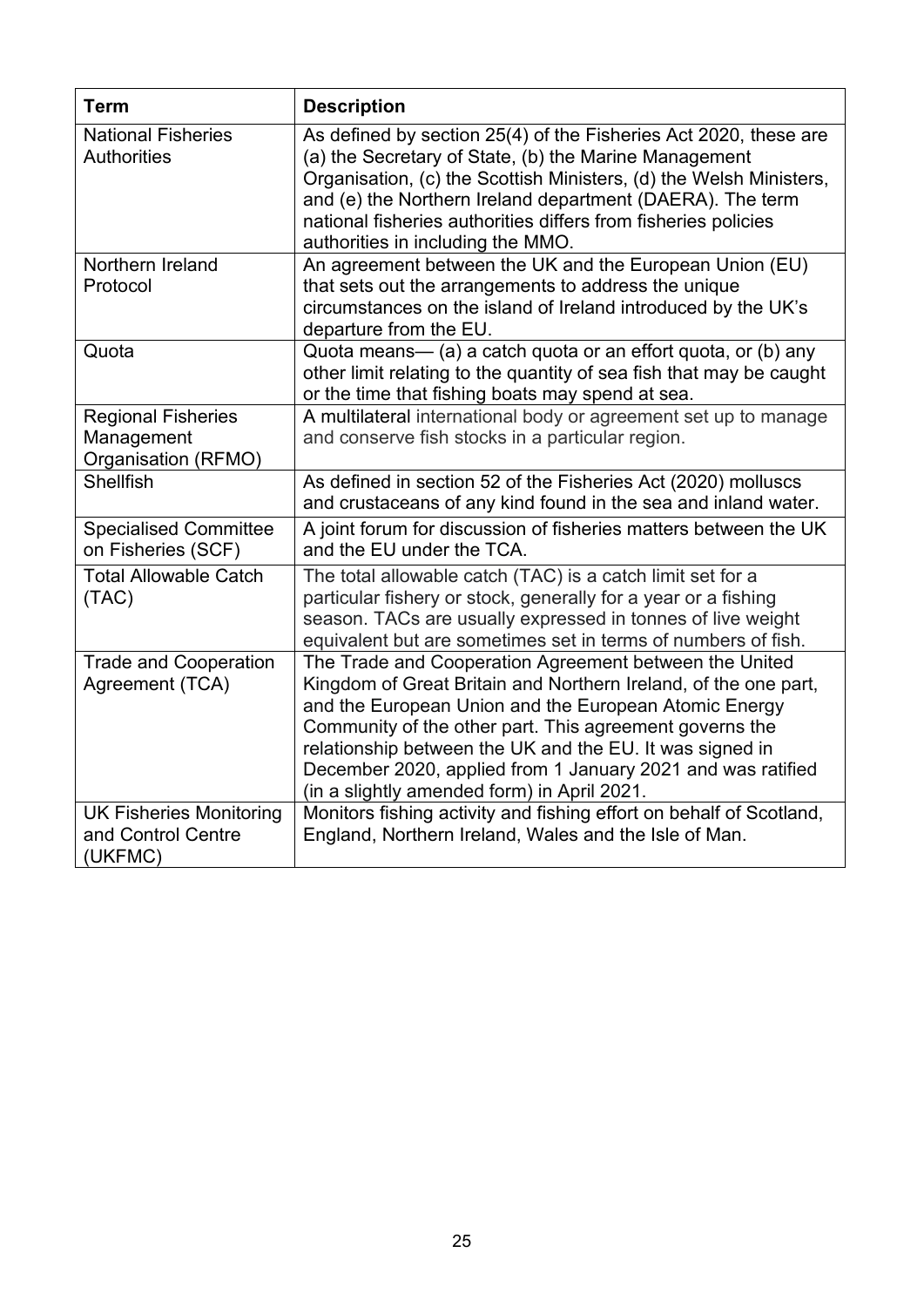| Term | Description |
|---|---|
| National Fisheries Authorities | As defined by section 25(4) of the Fisheries Act 2020, these are (a) the Secretary of State, (b) the Marine Management Organisation, (c) the Scottish Ministers, (d) the Welsh Ministers, and (e) the Northern Ireland department (DAERA). The term national fisheries authorities differs from fisheries policies authorities in including the MMO. |
| Northern Ireland Protocol | An agreement between the UK and the European Union (EU) that sets out the arrangements to address the unique circumstances on the island of Ireland introduced by the UK's departure from the EU. |
| Quota | Quota means— (a) a catch quota or an effort quota, or (b) any other limit relating to the quantity of sea fish that may be caught or the time that fishing boats may spend at sea. |
| Regional Fisheries Management Organisation (RFMO) | A multilateral international body or agreement set up to manage and conserve fish stocks in a particular region. |
| Shellfish | As defined in section 52 of the Fisheries Act (2020) molluscs and crustaceans of any kind found in the sea and inland water. |
| Specialised Committee on Fisheries (SCF) | A joint forum for discussion of fisheries matters between the UK and the EU under the TCA. |
| Total Allowable Catch (TAC) | The total allowable catch (TAC) is a catch limit set for a particular fishery or stock, generally for a year or a fishing season. TACs are usually expressed in tonnes of live weight equivalent but are sometimes set in terms of numbers of fish. |
| Trade and Cooperation Agreement (TCA) | The Trade and Cooperation Agreement between the United Kingdom of Great Britain and Northern Ireland, of the one part, and the European Union and the European Atomic Energy Community of the other part. This agreement governs the relationship between the UK and the EU. It was signed in December 2020, applied from 1 January 2021 and was ratified (in a slightly amended form) in April 2021. |
| UK Fisheries Monitoring and Control Centre (UKFMC) | Monitors fishing activity and fishing effort on behalf of Scotland, England, Northern Ireland, Wales and the Isle of Man. |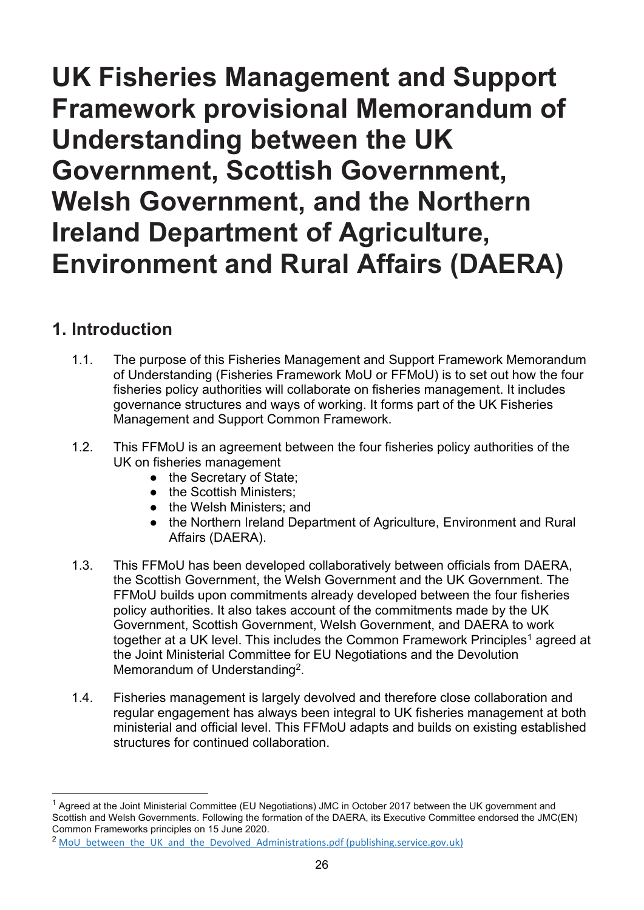# UK Fisheries Management and Support Framework provisional Memorandum of Understanding between the UK Government, Scottish Government, Welsh Government, and the Northern Ireland Department of Agriculture, Environment and Rural Affairs (DAERA)

## 1. Introduction

1.1. The purpose of this Fisheries Management and Support Framework Memorandum of Understanding (Fisheries Framework MoU or FFMoU) is to set out how the four fisheries policy authorities will collaborate on fisheries management. It includes governance structures and ways of working. It forms part of the UK Fisheries Management and Support Common Framework.

1.2. This FFMoU is an agreement between the four fisheries policy authorities of the UK on fisheries management

- the Secretary of State;
- the Scottish Ministers;
- the Welsh Ministers; and
- the Northern Ireland Department of Agriculture, Environment and Rural Affairs (DAERA).

1.3. This FFMoU has been developed collaboratively between officials from DAERA, the Scottish Government, the Welsh Government and the UK Government. The FFMoU builds upon commitments already developed between the four fisheries policy authorities. It also takes account of the commitments made by the UK Government, Scottish Government, Welsh Government, and DAERA to work together at a UK level. This includes the Common Framework Principles[1] agreed at the Joint Ministerial Committee for EU Negotiations and the Devolution Memorandum of Understanding[2].

1.4. Fisheries management is largely devolved and therefore close collaboration and regular engagement has always been integral to UK fisheries management at both ministerial and official level. This FFMoU adapts and builds on existing established structures for continued collaboration.

---

[1] Agreed at the Joint Ministerial Committee (EU Negotiations) JMC in October 2017 between the UK government and Scottish and Welsh Governments. Following the formation of the DAERA, its Executive Committee endorsed the JMC(EN) Common Frameworks principles on 15 June 2020.

[2] MoU_between_the_UK_and_the_Devolved_Administrations.pdf (publishing.service.gov.uk)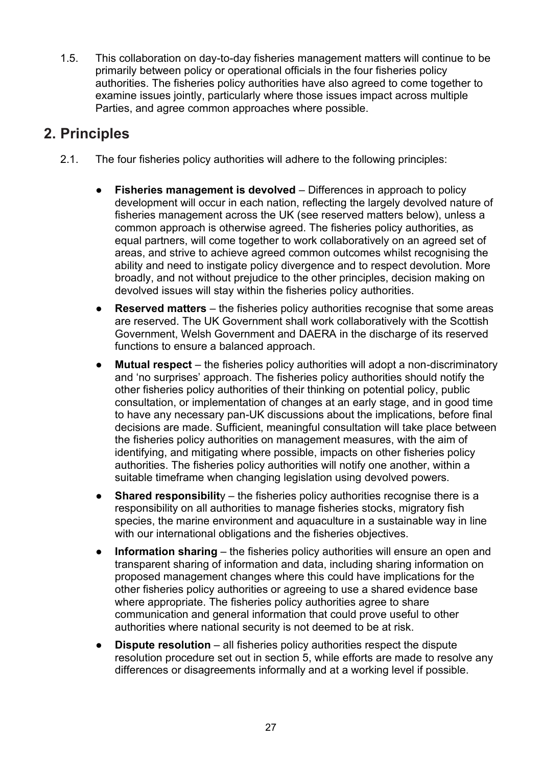1.5. This collaboration on day-to-day fisheries management matters will continue to be primarily between policy or operational officials in the four fisheries policy authorities. The fisheries policy authorities have also agreed to come together to examine issues jointly, particularly where those issues impact across multiple Parties, and agree common approaches where possible.

## 2. Principles

2.1. The four fisheries policy authorities will adhere to the following principles:

- **Fisheries management is devolved** – Differences in approach to policy development will occur in each nation, reflecting the largely devolved nature of fisheries management across the UK (see reserved matters below), unless a common approach is otherwise agreed. The fisheries policy authorities, as equal partners, will come together to work collaboratively on an agreed set of areas, and strive to achieve agreed common outcomes whilst recognising the ability and need to instigate policy divergence and to respect devolution. More broadly, and not without prejudice to the other principles, decision making on devolved issues will stay within the fisheries policy authorities.
- **Reserved matters** – the fisheries policy authorities recognise that some areas are reserved. The UK Government shall work collaboratively with the Scottish Government, Welsh Government and DAERA in the discharge of its reserved functions to ensure a balanced approach.
- **Mutual respect** – the fisheries policy authorities will adopt a non-discriminatory and 'no surprises' approach. The fisheries policy authorities should notify the other fisheries policy authorities of their thinking on potential policy, public consultation, or implementation of changes at an early stage, and in good time to have any necessary pan-UK discussions about the implications, before final decisions are made. Sufficient, meaningful consultation will take place between the fisheries policy authorities on management measures, with the aim of identifying, and mitigating where possible, impacts on other fisheries policy authorities. The fisheries policy authorities will notify one another, within a suitable timeframe when changing legislation using devolved powers.
- **Shared responsibility** – the fisheries policy authorities recognise there is a responsibility on all authorities to manage fisheries stocks, migratory fish species, the marine environment and aquaculture in a sustainable way in line with our international obligations and the fisheries objectives.
- **Information sharing** – the fisheries policy authorities will ensure an open and transparent sharing of information and data, including sharing information on proposed management changes where this could have implications for the other fisheries policy authorities or agreeing to use a shared evidence base where appropriate. The fisheries policy authorities agree to share communication and general information that could prove useful to other authorities where national security is not deemed to be at risk.
- **Dispute resolution** – all fisheries policy authorities respect the dispute resolution procedure set out in section 5, while efforts are made to resolve any differences or disagreements informally and at a working level if possible.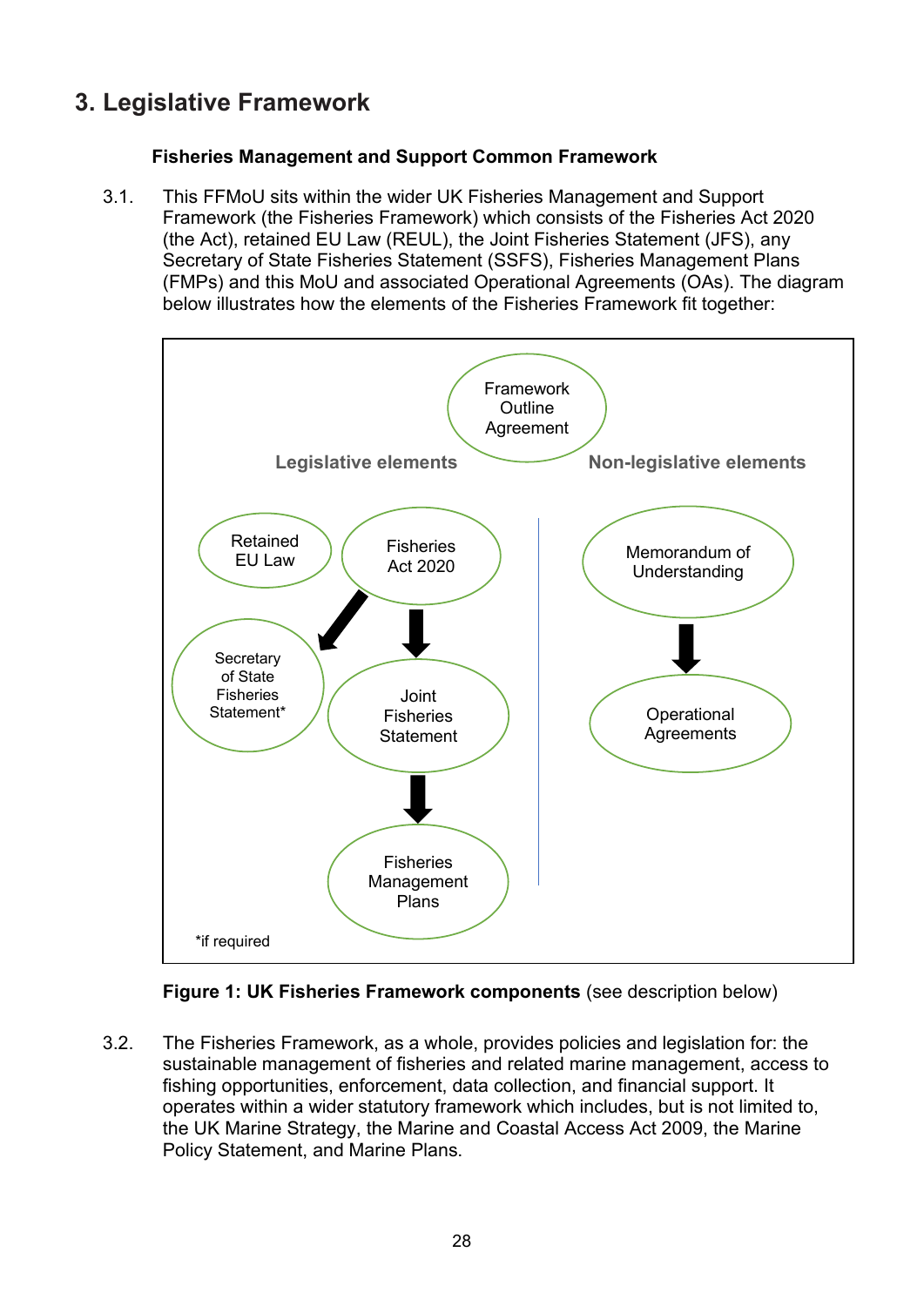# 3. Legislative Framework

### Fisheries Management and Support Common Framework

3.1. This FFMoU sits within the wider UK Fisheries Management and Support Framework (the Fisheries Framework) which consists of the Fisheries Act 2020 (the Act), retained EU Law (REUL), the Joint Fisheries Statement (JFS), any Secretary of State Fisheries Statement (SSFS), Fisheries Management Plans (FMPs) and this MoU and associated Operational Agreements (OAs). The diagram below illustrates how the elements of the Fisheries Framework fit together:

Framework Outline Agreement

Legislative elements

Retained EU Law

Fisheries Act 2020

Secretary of State Fisheries Statement*

Joint Fisheries Statement

Fisheries Management Plans

Non-legislative elements

Memorandum of Understanding

Operational Agreements

*if required

**Figure 1: UK Fisheries Framework components** (see description below)

3.2. The Fisheries Framework, as a whole, provides policies and legislation for: the sustainable management of fisheries and related marine management, access to fishing opportunities, enforcement, data collection, and financial support. It operates within a wider statutory framework which includes, but is not limited to, the UK Marine Strategy, the Marine and Coastal Access Act 2009, the Marine Policy Statement, and Marine Plans.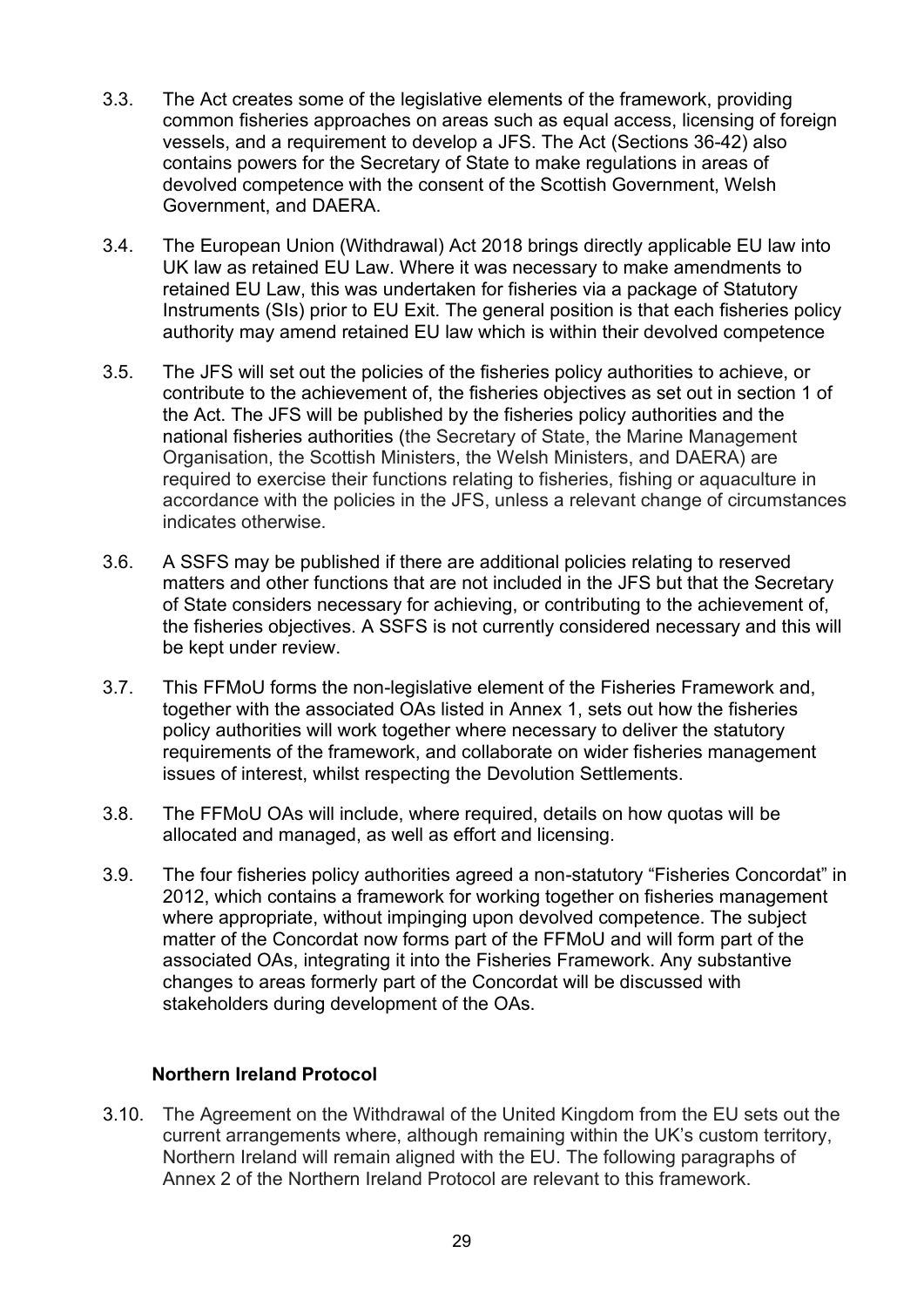3.3. The Act creates some of the legislative elements of the framework, providing common fisheries approaches on areas such as equal access, licensing of foreign vessels, and a requirement to develop a JFS. The Act (Sections 36-42) also contains powers for the Secretary of State to make regulations in areas of devolved competence with the consent of the Scottish Government, Welsh Government, and DAERA.

3.4. The European Union (Withdrawal) Act 2018 brings directly applicable EU law into UK law as retained EU Law. Where it was necessary to make amendments to retained EU Law, this was undertaken for fisheries via a package of Statutory Instruments (SIs) prior to EU Exit. The general position is that each fisheries policy authority may amend retained EU law which is within their devolved competence

3.5. The JFS will set out the policies of the fisheries policy authorities to achieve, or contribute to the achievement of, the fisheries objectives as set out in section 1 of the Act. The JFS will be published by the fisheries policy authorities and the national fisheries authorities (the Secretary of State, the Marine Management Organisation, the Scottish Ministers, the Welsh Ministers, and DAERA) are required to exercise their functions relating to fisheries, fishing or aquaculture in accordance with the policies in the JFS, unless a relevant change of circumstances indicates otherwise.

3.6. A SSFS may be published if there are additional policies relating to reserved matters and other functions that are not included in the JFS but that the Secretary of State considers necessary for achieving, or contributing to the achievement of, the fisheries objectives. A SSFS is not currently considered necessary and this will be kept under review.

3.7. This FFMoU forms the non-legislative element of the Fisheries Framework and, together with the associated OAs listed in Annex 1, sets out how the fisheries policy authorities will work together where necessary to deliver the statutory requirements of the framework, and collaborate on wider fisheries management issues of interest, whilst respecting the Devolution Settlements.

3.8. The FFMoU OAs will include, where required, details on how quotas will be allocated and managed, as well as effort and licensing.

3.9. The four fisheries policy authorities agreed a non-statutory "Fisheries Concordat" in 2012, which contains a framework for working together on fisheries management where appropriate, without impinging upon devolved competence. The subject matter of the Concordat now forms part of the FFMoU and will form part of the associated OAs, integrating it into the Fisheries Framework. Any substantive changes to areas formerly part of the Concordat will be discussed with stakeholders during development of the OAs.

### Northern Ireland Protocol

3.10. The Agreement on the Withdrawal of the United Kingdom from the EU sets out the current arrangements where, although remaining within the UK's custom territory, Northern Ireland will remain aligned with the EU. The following paragraphs of Annex 2 of the Northern Ireland Protocol are relevant to this framework.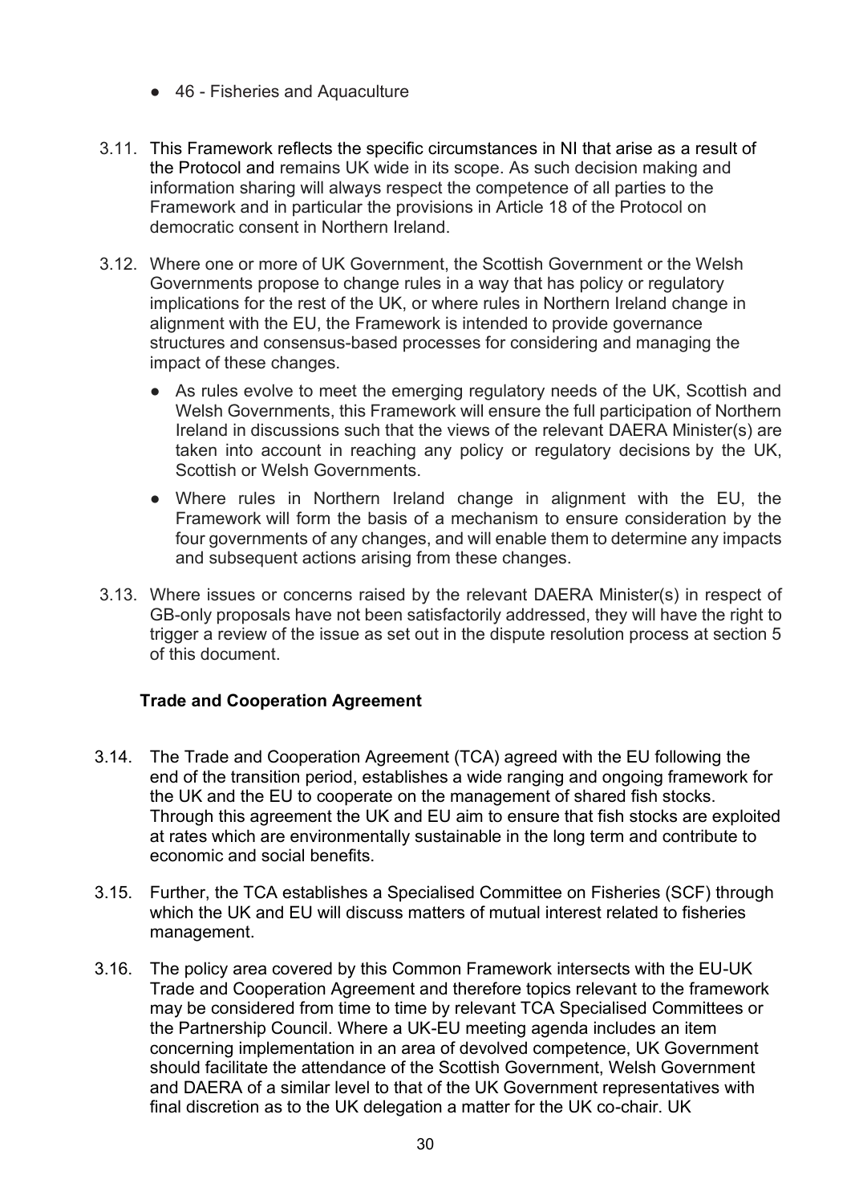- 46 - Fisheries and Aquaculture

3.11. This Framework reflects the specific circumstances in NI that arise as a result of the Protocol and remains UK wide in its scope. As such decision making and information sharing will always respect the competence of all parties to the Framework and in particular the provisions in Article 18 of the Protocol on democratic consent in Northern Ireland.

3.12. Where one or more of UK Government, the Scottish Government or the Welsh Governments propose to change rules in a way that has policy or regulatory implications for the rest of the UK, or where rules in Northern Ireland change in alignment with the EU, the Framework is intended to provide governance structures and consensus-based processes for considering and managing the impact of these changes.

- As rules evolve to meet the emerging regulatory needs of the UK, Scottish and Welsh Governments, this Framework will ensure the full participation of Northern Ireland in discussions such that the views of the relevant DAERA Minister(s) are taken into account in reaching any policy or regulatory decisions by the UK, Scottish or Welsh Governments.
- Where rules in Northern Ireland change in alignment with the EU, the Framework will form the basis of a mechanism to ensure consideration by the four governments of any changes, and will enable them to determine any impacts and subsequent actions arising from these changes.

3.13. Where issues or concerns raised by the relevant DAERA Minister(s) in respect of GB-only proposals have not been satisfactorily addressed, they will have the right to trigger a review of the issue as set out in the dispute resolution process at section 5 of this document.

**Trade and Cooperation Agreement**

3.14. The Trade and Cooperation Agreement (TCA) agreed with the EU following the end of the transition period, establishes a wide ranging and ongoing framework for the UK and the EU to cooperate on the management of shared fish stocks. Through this agreement the UK and EU aim to ensure that fish stocks are exploited at rates which are environmentally sustainable in the long term and contribute to economic and social benefits.

3.15. Further, the TCA establishes a Specialised Committee on Fisheries (SCF) through which the UK and EU will discuss matters of mutual interest related to fisheries management.

3.16. The policy area covered by this Common Framework intersects with the EU-UK Trade and Cooperation Agreement and therefore topics relevant to the framework may be considered from time to time by relevant TCA Specialised Committees or the Partnership Council. Where a UK-EU meeting agenda includes an item concerning implementation in an area of devolved competence, UK Government should facilitate the attendance of the Scottish Government, Welsh Government and DAERA of a similar level to that of the UK Government representatives with final discretion as to the UK delegation a matter for the UK co-chair. UK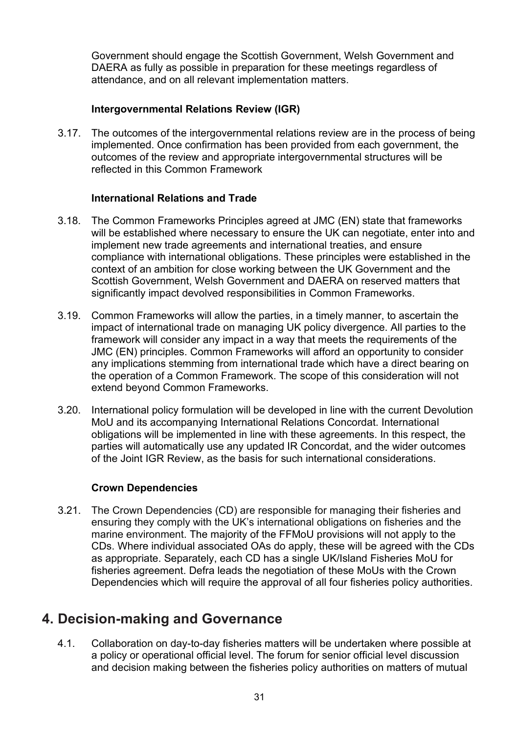Government should engage the Scottish Government, Welsh Government and DAERA as fully as possible in preparation for these meetings regardless of attendance, and on all relevant implementation matters.

### Intergovernmental Relations Review (IGR)

3.17. The outcomes of the intergovernmental relations review are in the process of being implemented. Once confirmation has been provided from each government, the outcomes of the review and appropriate intergovernmental structures will be reflected in this Common Framework

### International Relations and Trade

3.18. The Common Frameworks Principles agreed at JMC (EN) state that frameworks will be established where necessary to ensure the UK can negotiate, enter into and implement new trade agreements and international treaties, and ensure compliance with international obligations. These principles were established in the context of an ambition for close working between the UK Government and the Scottish Government, Welsh Government and DAERA on reserved matters that significantly impact devolved responsibilities in Common Frameworks.

3.19. Common Frameworks will allow the parties, in a timely manner, to ascertain the impact of international trade on managing UK policy divergence. All parties to the framework will consider any impact in a way that meets the requirements of the JMC (EN) principles. Common Frameworks will afford an opportunity to consider any implications stemming from international trade which have a direct bearing on the operation of a Common Framework. The scope of this consideration will not extend beyond Common Frameworks.

3.20. International policy formulation will be developed in line with the current Devolution MoU and its accompanying International Relations Concordat. International obligations will be implemented in line with these agreements. In this respect, the parties will automatically use any updated IR Concordat, and the wider outcomes of the Joint IGR Review, as the basis for such international considerations.

### Crown Dependencies

3.21. The Crown Dependencies (CD) are responsible for managing their fisheries and ensuring they comply with the UK's international obligations on fisheries and the marine environment. The majority of the FFMoU provisions will not apply to the CDs. Where individual associated OAs do apply, these will be agreed with the CDs as appropriate. Separately, each CD has a single UK/Island Fisheries MoU for fisheries agreement. Defra leads the negotiation of these MoUs with the Crown Dependencies which will require the approval of all four fisheries policy authorities.

## 4. Decision-making and Governance

4.1. Collaboration on day-to-day fisheries matters will be undertaken where possible at a policy or operational official level. The forum for senior official level discussion and decision making between the fisheries policy authorities on matters of mutual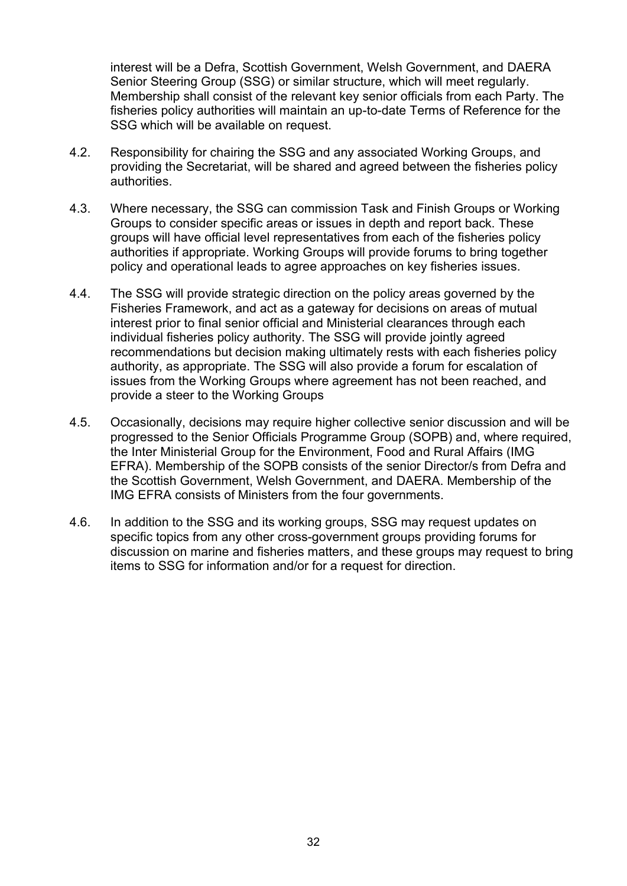interest will be a Defra, Scottish Government, Welsh Government, and DAERA Senior Steering Group (SSG) or similar structure, which will meet regularly. Membership shall consist of the relevant key senior officials from each Party. The fisheries policy authorities will maintain an up-to-date Terms of Reference for the SSG which will be available on request.

4.2. Responsibility for chairing the SSG and any associated Working Groups, and providing the Secretariat, will be shared and agreed between the fisheries policy authorities.

4.3. Where necessary, the SSG can commission Task and Finish Groups or Working Groups to consider specific areas or issues in depth and report back. These groups will have official level representatives from each of the fisheries policy authorities if appropriate. Working Groups will provide forums to bring together policy and operational leads to agree approaches on key fisheries issues.

4.4. The SSG will provide strategic direction on the policy areas governed by the Fisheries Framework, and act as a gateway for decisions on areas of mutual interest prior to final senior official and Ministerial clearances through each individual fisheries policy authority. The SSG will provide jointly agreed recommendations but decision making ultimately rests with each fisheries policy authority, as appropriate. The SSG will also provide a forum for escalation of issues from the Working Groups where agreement has not been reached, and provide a steer to the Working Groups

4.5. Occasionally, decisions may require higher collective senior discussion and will be progressed to the Senior Officials Programme Group (SOPB) and, where required, the Inter Ministerial Group for the Environment, Food and Rural Affairs (IMG EFRA). Membership of the SOPB consists of the senior Director/s from Defra and the Scottish Government, Welsh Government, and DAERA. Membership of the IMG EFRA consists of Ministers from the four governments.

4.6. In addition to the SSG and its working groups, SSG may request updates on specific topics from any other cross-government groups providing forums for discussion on marine and fisheries matters, and these groups may request to bring items to SSG for information and/or for a request for direction.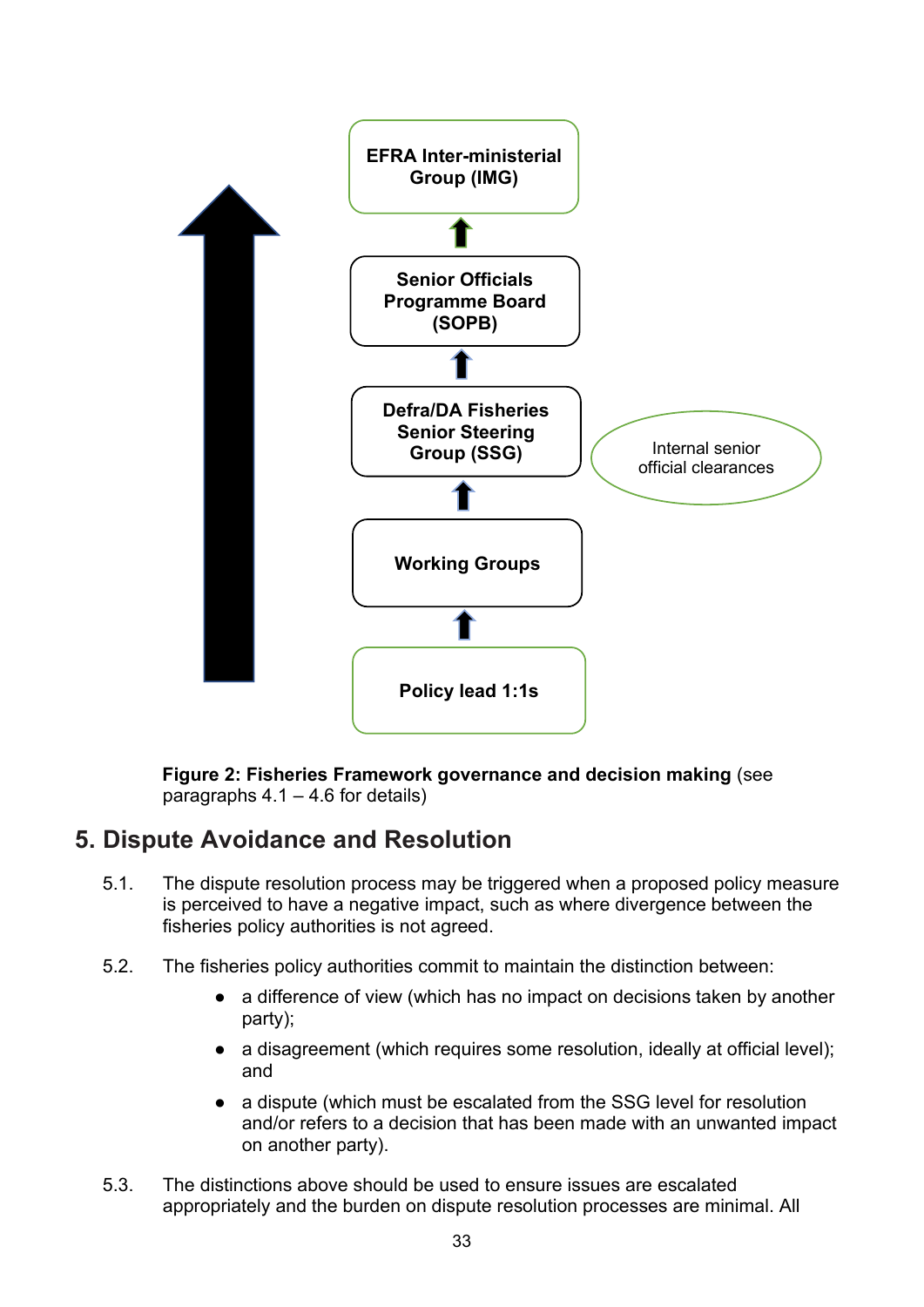EFRA Inter-ministerial Group (IMG)

Senior Officials Programme Board (SOPB)

Defra/DA Fisheries Senior Steering Group (SSG)

Internal senior official clearances

Working Groups

Policy lead 1:1s

**Figure 2: Fisheries Framework governance and decision making** (see paragraphs 4.1 – 4.6 for details)

## 5. Dispute Avoidance and Resolution

5.1. The dispute resolution process may be triggered when a proposed policy measure is perceived to have a negative impact, such as where divergence between the fisheries policy authorities is not agreed.

5.2. The fisheries policy authorities commit to maintain the distinction between:

- a difference of view (which has no impact on decisions taken by another party);
- a disagreement (which requires some resolution, ideally at official level); and
- a dispute (which must be escalated from the SSG level for resolution and/or refers to a decision that has been made with an unwanted impact on another party).

5.3. The distinctions above should be used to ensure issues are escalated appropriately and the burden on dispute resolution processes are minimal. All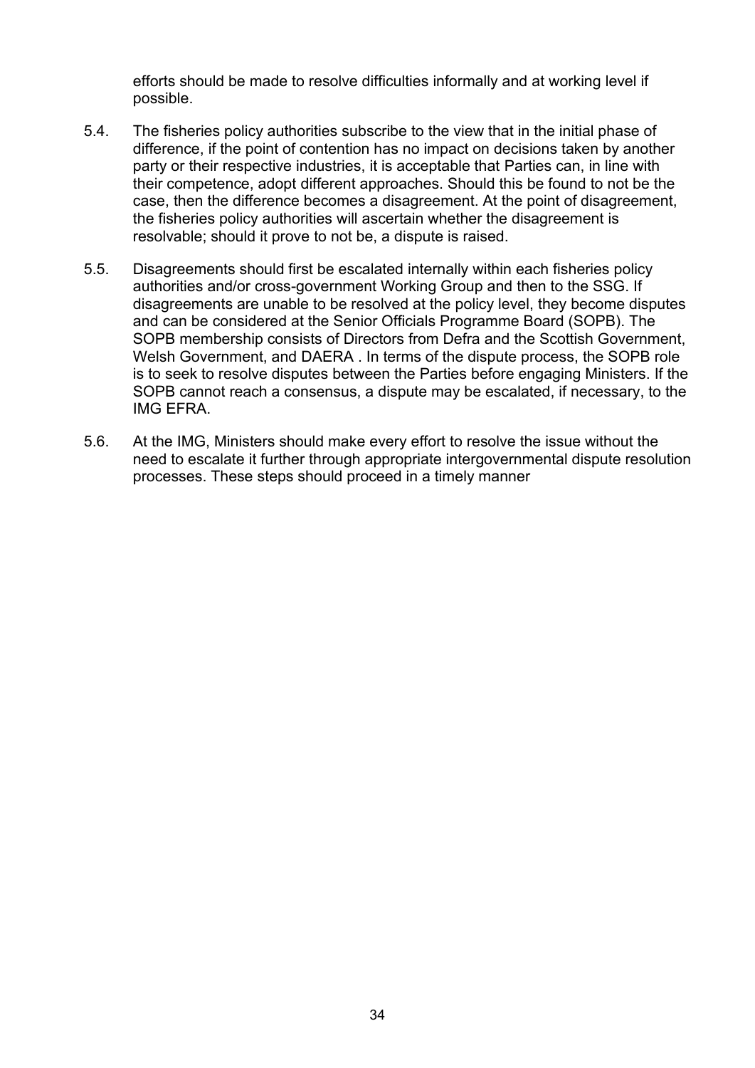efforts should be made to resolve difficulties informally and at working level if possible.

5.4. The fisheries policy authorities subscribe to the view that in the initial phase of difference, if the point of contention has no impact on decisions taken by another party or their respective industries, it is acceptable that Parties can, in line with their competence, adopt different approaches. Should this be found to not be the case, then the difference becomes a disagreement. At the point of disagreement, the fisheries policy authorities will ascertain whether the disagreement is resolvable; should it prove to not be, a dispute is raised.

5.5. Disagreements should first be escalated internally within each fisheries policy authorities and/or cross-government Working Group and then to the SSG. If disagreements are unable to be resolved at the policy level, they become disputes and can be considered at the Senior Officials Programme Board (SOPB). The SOPB membership consists of Directors from Defra and the Scottish Government, Welsh Government, and DAERA . In terms of the dispute process, the SOPB role is to seek to resolve disputes between the Parties before engaging Ministers. If the SOPB cannot reach a consensus, a dispute may be escalated, if necessary, to the IMG EFRA.

5.6. At the IMG, Ministers should make every effort to resolve the issue without the need to escalate it further through appropriate intergovernmental dispute resolution processes. These steps should proceed in a timely manner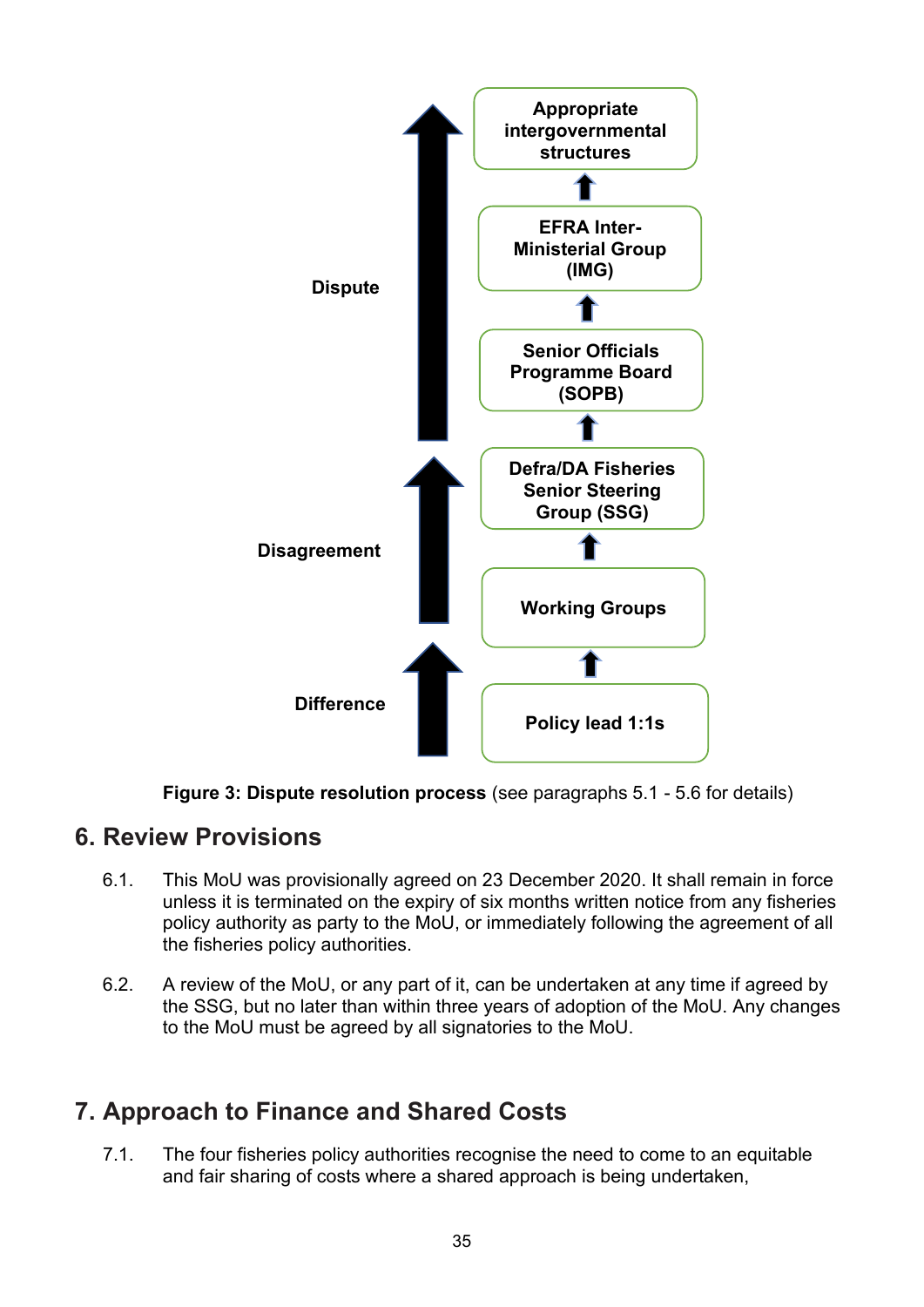Dispute

Disagreement

Difference

Appropriate intergovernmental structures

EFRA Inter-Ministerial Group (IMG)

Senior Officials Programme Board (SOPB)

Defra/DA Fisheries Senior Steering Group (SSG)

Working Groups

Policy lead 1:1s

**Figure 3: Dispute resolution process** (see paragraphs 5.1 - 5.6 for details)

## 6. Review Provisions

6.1. This MoU was provisionally agreed on 23 December 2020. It shall remain in force unless it is terminated on the expiry of six months written notice from any fisheries policy authority as party to the MoU, or immediately following the agreement of all the fisheries policy authorities.

6.2. A review of the MoU, or any part of it, can be undertaken at any time if agreed by the SSG, but no later than within three years of adoption of the MoU. Any changes to the MoU must be agreed by all signatories to the MoU.

## 7. Approach to Finance and Shared Costs

7.1. The four fisheries policy authorities recognise the need to come to an equitable and fair sharing of costs where a shared approach is being undertaken,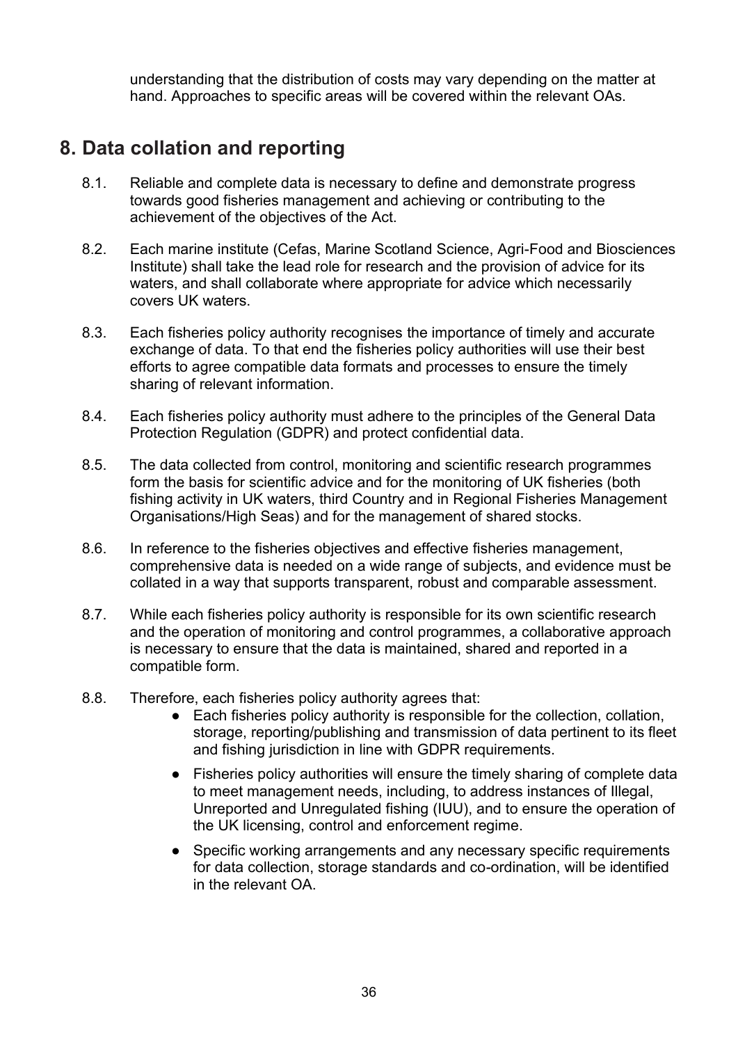understanding that the distribution of costs may vary depending on the matter at hand. Approaches to specific areas will be covered within the relevant OAs.

## 8. Data collation and reporting

8.1. Reliable and complete data is necessary to define and demonstrate progress towards good fisheries management and achieving or contributing to the achievement of the objectives of the Act.

8.2. Each marine institute (Cefas, Marine Scotland Science, Agri-Food and Biosciences Institute) shall take the lead role for research and the provision of advice for its waters, and shall collaborate where appropriate for advice which necessarily covers UK waters.

8.3. Each fisheries policy authority recognises the importance of timely and accurate exchange of data. To that end the fisheries policy authorities will use their best efforts to agree compatible data formats and processes to ensure the timely sharing of relevant information.

8.4. Each fisheries policy authority must adhere to the principles of the General Data Protection Regulation (GDPR) and protect confidential data.

8.5. The data collected from control, monitoring and scientific research programmes form the basis for scientific advice and for the monitoring of UK fisheries (both fishing activity in UK waters, third Country and in Regional Fisheries Management Organisations/High Seas) and for the management of shared stocks.

8.6. In reference to the fisheries objectives and effective fisheries management, comprehensive data is needed on a wide range of subjects, and evidence must be collated in a way that supports transparent, robust and comparable assessment.

8.7. While each fisheries policy authority is responsible for its own scientific research and the operation of monitoring and control programmes, a collaborative approach is necessary to ensure that the data is maintained, shared and reported in a compatible form.

8.8. Therefore, each fisheries policy authority agrees that:

- Each fisheries policy authority is responsible for the collection, collation, storage, reporting/publishing and transmission of data pertinent to its fleet and fishing jurisdiction in line with GDPR requirements.
- Fisheries policy authorities will ensure the timely sharing of complete data to meet management needs, including, to address instances of Illegal, Unreported and Unregulated fishing (IUU), and to ensure the operation of the UK licensing, control and enforcement regime.
- Specific working arrangements and any necessary specific requirements for data collection, storage standards and co-ordination, will be identified in the relevant OA.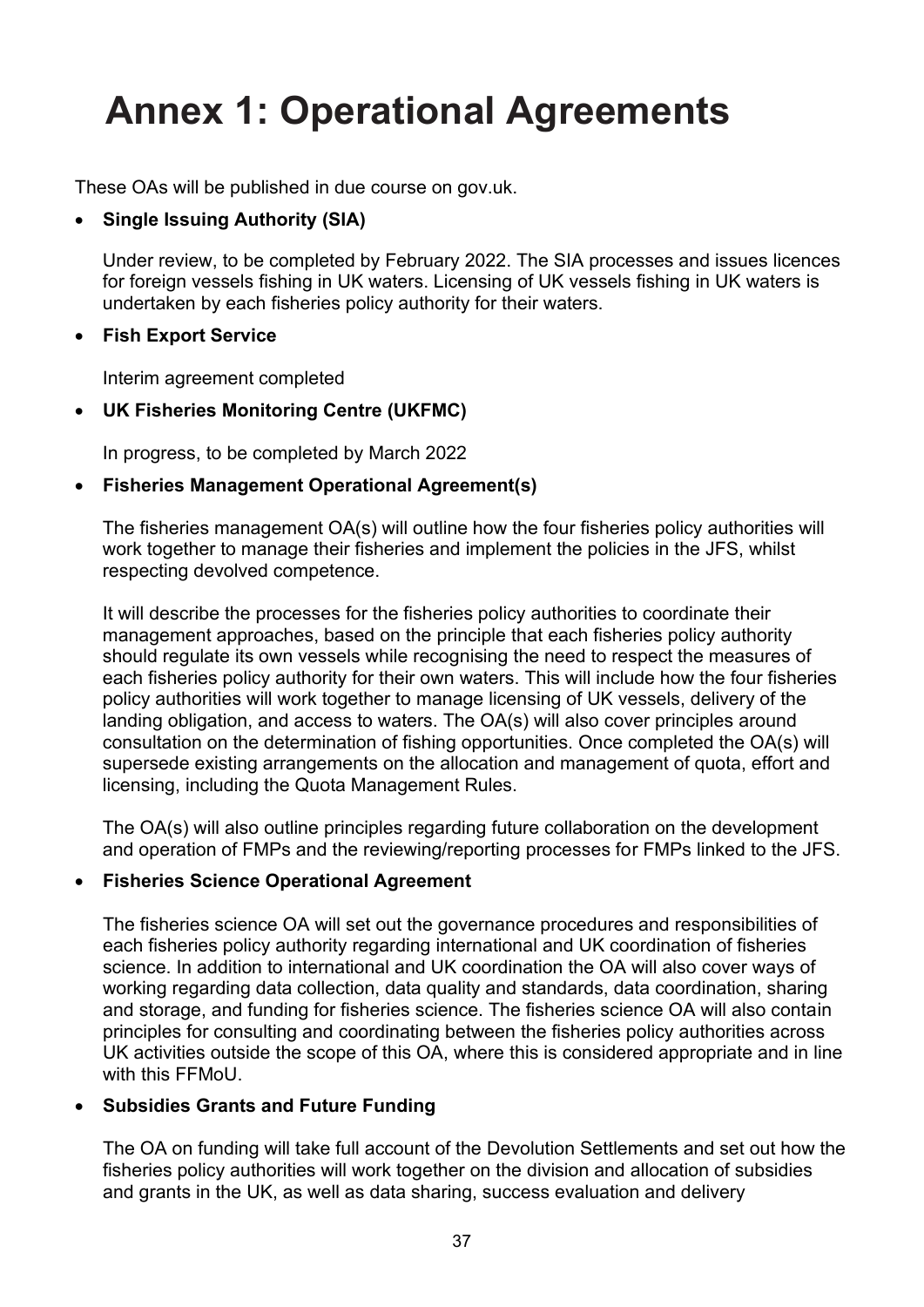# Annex 1: Operational Agreements

These OAs will be published in due course on gov.uk.

- **Single Issuing Authority (SIA)**

  Under review, to be completed by February 2022. The SIA processes and issues licences for foreign vessels fishing in UK waters. Licensing of UK vessels fishing in UK waters is undertaken by each fisheries policy authority for their waters.

- **Fish Export Service**

  Interim agreement completed

- **UK Fisheries Monitoring Centre (UKFMC)**

  In progress, to be completed by March 2022

- **Fisheries Management Operational Agreement(s)**

  The fisheries management OA(s) will outline how the four fisheries policy authorities will work together to manage their fisheries and implement the policies in the JFS, whilst respecting devolved competence.

  It will describe the processes for the fisheries policy authorities to coordinate their management approaches, based on the principle that each fisheries policy authority should regulate its own vessels while recognising the need to respect the measures of each fisheries policy authority for their own waters. This will include how the four fisheries policy authorities will work together to manage licensing of UK vessels, delivery of the landing obligation, and access to waters. The OA(s) will also cover principles around consultation on the determination of fishing opportunities. Once completed the OA(s) will supersede existing arrangements on the allocation and management of quota, effort and licensing, including the Quota Management Rules.

  The OA(s) will also outline principles regarding future collaboration on the development and operation of FMPs and the reviewing/reporting processes for FMPs linked to the JFS.

- **Fisheries Science Operational Agreement**

  The fisheries science OA will set out the governance procedures and responsibilities of each fisheries policy authority regarding international and UK coordination of fisheries science. In addition to international and UK coordination the OA will also cover ways of working regarding data collection, data quality and standards, data coordination, sharing and storage, and funding for fisheries science. The fisheries science OA will also contain principles for consulting and coordinating between the fisheries policy authorities across UK activities outside the scope of this OA, where this is considered appropriate and in line with this FFMoU.

- **Subsidies Grants and Future Funding**

  The OA on funding will take full account of the Devolution Settlements and set out how the fisheries policy authorities will work together on the division and allocation of subsidies and grants in the UK, as well as data sharing, success evaluation and delivery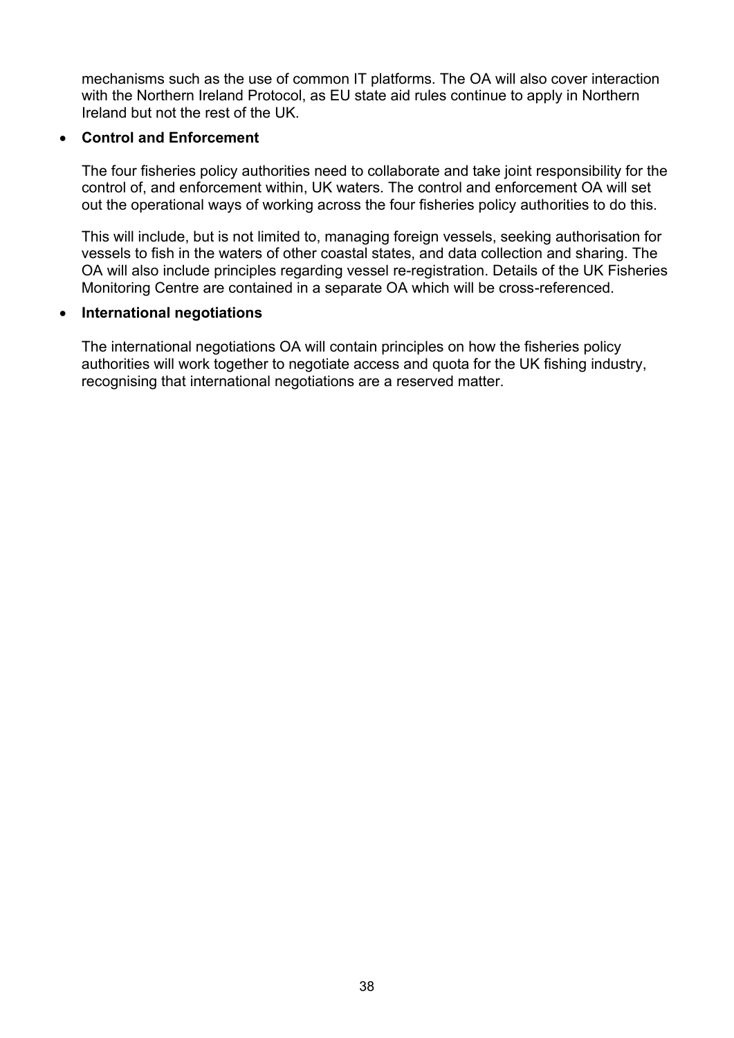mechanisms such as the use of common IT platforms. The OA will also cover interaction with the Northern Ireland Protocol, as EU state aid rules continue to apply in Northern Ireland but not the rest of the UK.

- **Control and Enforcement**

  The four fisheries policy authorities need to collaborate and take joint responsibility for the control of, and enforcement within, UK waters. The control and enforcement OA will set out the operational ways of working across the four fisheries policy authorities to do this.

  This will include, but is not limited to, managing foreign vessels, seeking authorisation for vessels to fish in the waters of other coastal states, and data collection and sharing. The OA will also include principles regarding vessel re-registration. Details of the UK Fisheries Monitoring Centre are contained in a separate OA which will be cross-referenced.

- **International negotiations**

  The international negotiations OA will contain principles on how the fisheries policy authorities will work together to negotiate access and quota for the UK fishing industry, recognising that international negotiations are a reserved matter.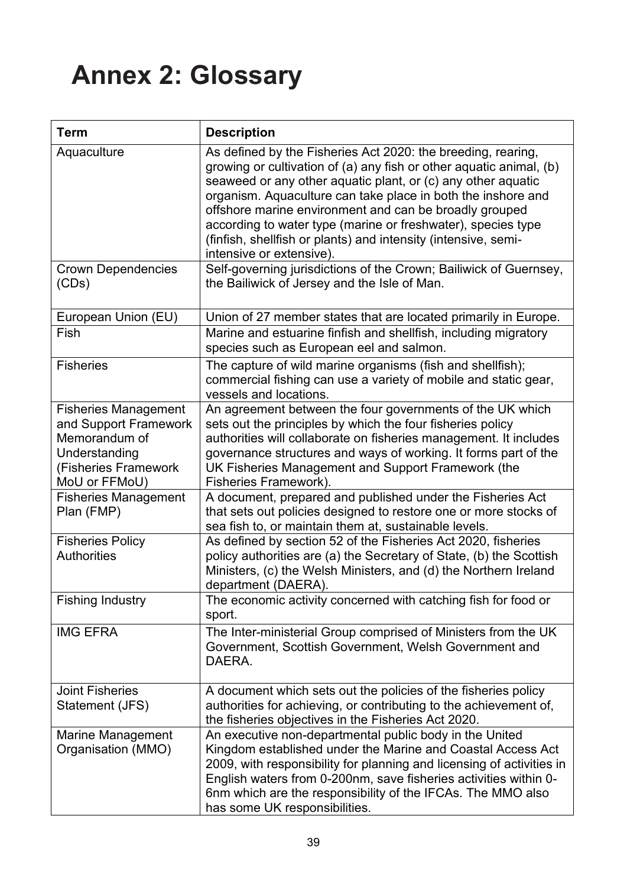# Annex 2: Glossary

| Term | Description |
|---|---|
| Aquaculture | As defined by the Fisheries Act 2020: the breeding, rearing, growing or cultivation of (a) any fish or other aquatic animal, (b) seaweed or any other aquatic plant, or (c) any other aquatic organism. Aquaculture can take place in both the inshore and offshore marine environment and can be broadly grouped according to water type (marine or freshwater), species type (finfish, shellfish or plants) and intensity (intensive, semi-intensive or extensive). |
| Crown Dependencies (CDs) | Self-governing jurisdictions of the Crown; Bailiwick of Guernsey, the Bailiwick of Jersey and the Isle of Man. |
| European Union (EU) | Union of 27 member states that are located primarily in Europe. |
| Fish | Marine and estuarine finfish and shellfish, including migratory species such as European eel and salmon. |
| Fisheries | The capture of wild marine organisms (fish and shellfish); commercial fishing can use a variety of mobile and static gear, vessels and locations. |
| Fisheries Management and Support Framework Memorandum of Understanding (Fisheries Framework MoU or FFMoU) | An agreement between the four governments of the UK which sets out the principles by which the four fisheries policy authorities will collaborate on fisheries management. It includes governance structures and ways of working. It forms part of the UK Fisheries Management and Support Framework (the Fisheries Framework). |
| Fisheries Management Plan (FMP) | A document, prepared and published under the Fisheries Act that sets out policies designed to restore one or more stocks of sea fish to, or maintain them at, sustainable levels. |
| Fisheries Policy Authorities | As defined by section 52 of the Fisheries Act 2020, fisheries policy authorities are (a) the Secretary of State, (b) the Scottish Ministers, (c) the Welsh Ministers, and (d) the Northern Ireland department (DAERA). |
| Fishing Industry | The economic activity concerned with catching fish for food or sport. |
| IMG EFRA | The Inter-ministerial Group comprised of Ministers from the UK Government, Scottish Government, Welsh Government and DAERA. |
| Joint Fisheries Statement (JFS) | A document which sets out the policies of the fisheries policy authorities for achieving, or contributing to the achievement of, the fisheries objectives in the Fisheries Act 2020. |
| Marine Management Organisation (MMO) | An executive non-departmental public body in the United Kingdom established under the Marine and Coastal Access Act 2009, with responsibility for planning and licensing of activities in English waters from 0-200nm, save fisheries activities within 0-6nm which are the responsibility of the IFCAs. The MMO also has some UK responsibilities. |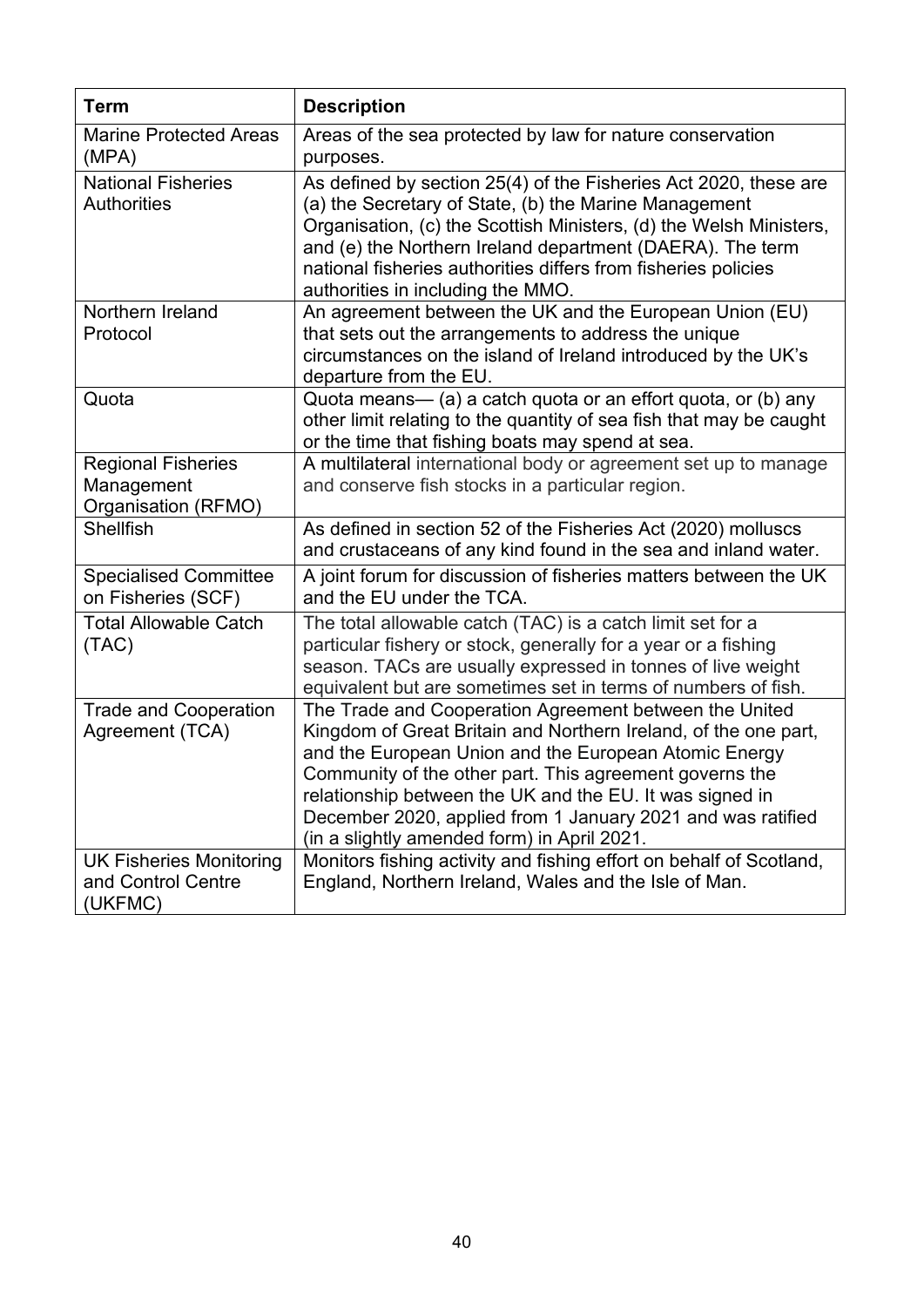| Term | Description |
| --- | --- |
| Marine Protected Areas (MPA) | Areas of the sea protected by law for nature conservation purposes. |
| National Fisheries Authorities | As defined by section 25(4) of the Fisheries Act 2020, these are (a) the Secretary of State, (b) the Marine Management Organisation, (c) the Scottish Ministers, (d) the Welsh Ministers, and (e) the Northern Ireland department (DAERA). The term national fisheries authorities differs from fisheries policies authorities in including the MMO. |
| Northern Ireland Protocol | An agreement between the UK and the European Union (EU) that sets out the arrangements to address the unique circumstances on the island of Ireland introduced by the UK's departure from the EU. |
| Quota | Quota means— (a) a catch quota or an effort quota, or (b) any other limit relating to the quantity of sea fish that may be caught or the time that fishing boats may spend at sea. |
| Regional Fisheries Management Organisation (RFMO) | A multilateral international body or agreement set up to manage and conserve fish stocks in a particular region. |
| Shellfish | As defined in section 52 of the Fisheries Act (2020) molluscs and crustaceans of any kind found in the sea and inland water. |
| Specialised Committee on Fisheries (SCF) | A joint forum for discussion of fisheries matters between the UK and the EU under the TCA. |
| Total Allowable Catch (TAC) | The total allowable catch (TAC) is a catch limit set for a particular fishery or stock, generally for a year or a fishing season. TACs are usually expressed in tonnes of live weight equivalent but are sometimes set in terms of numbers of fish. |
| Trade and Cooperation Agreement (TCA) | The Trade and Cooperation Agreement between the United Kingdom of Great Britain and Northern Ireland, of the one part, and the European Union and the European Atomic Energy Community of the other part. This agreement governs the relationship between the UK and the EU. It was signed in December 2020, applied from 1 January 2021 and was ratified (in a slightly amended form) in April 2021. |
| UK Fisheries Monitoring and Control Centre (UKFMC) | Monitors fishing activity and fishing effort on behalf of Scotland, England, Northern Ireland, Wales and the Isle of Man. |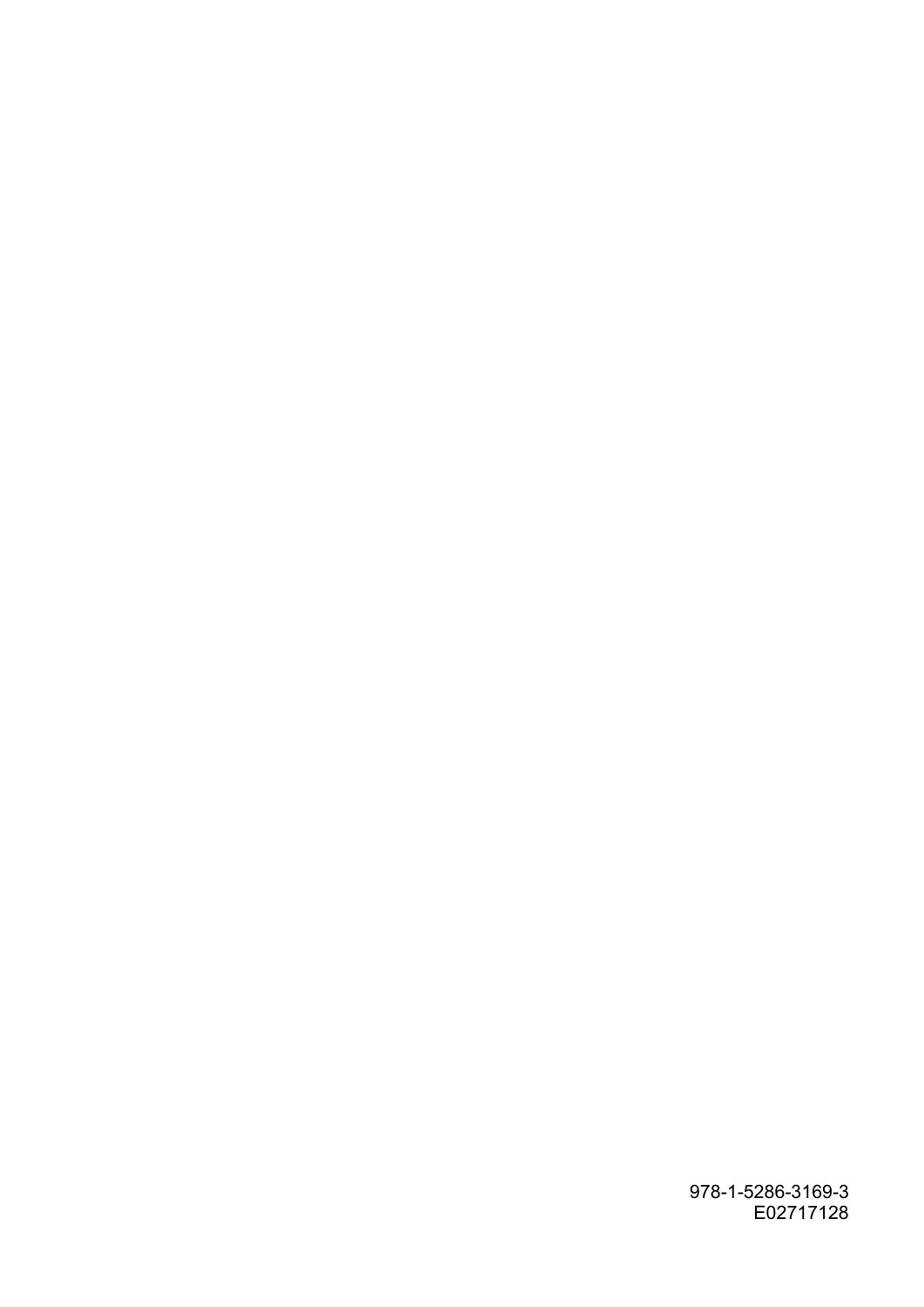978-1-5286-3169-3
E02717128